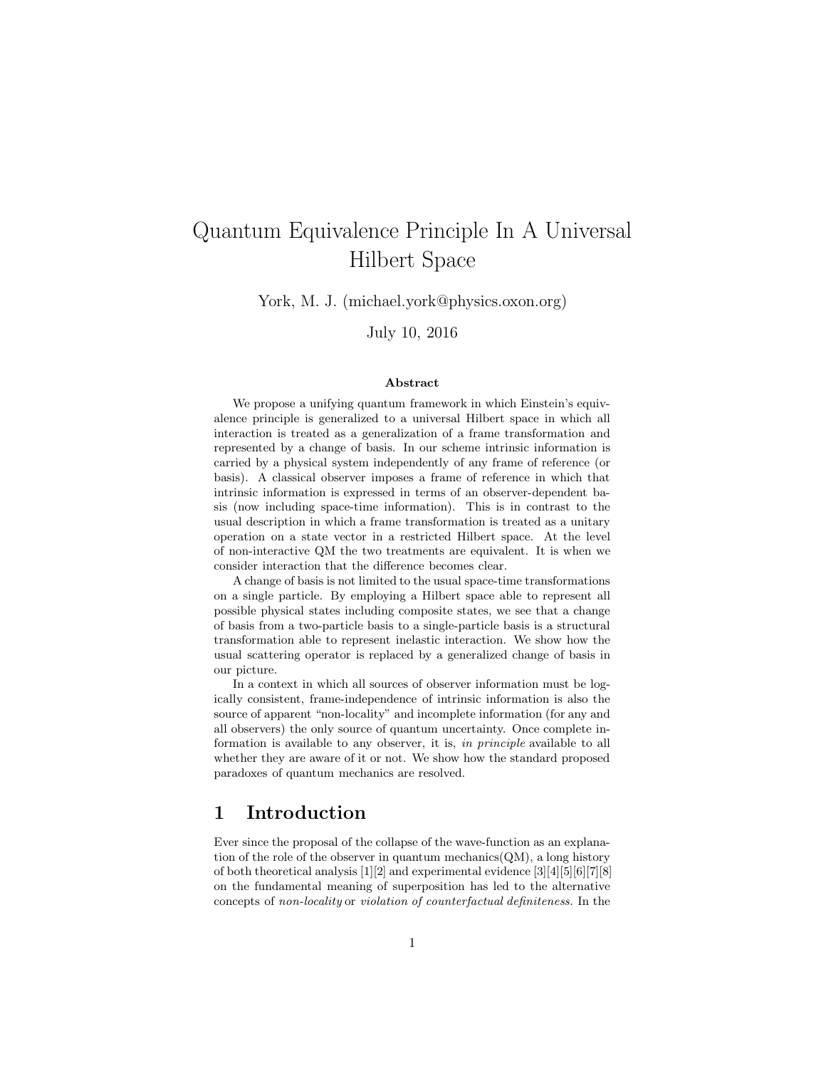# Quantum Equivalence Principle In A Universal Hilbert Space

York, M. J. (michael.york@physics.oxon.org)

July 10, 2016

### Abstract

We propose a unifying quantum framework in which Einstein's equivalence principle is generalized to a universal Hilbert space in which all interaction is treated as a generalization of a frame transformation and represented by a change of basis. In our scheme intrinsic information is carried by a physical system independently of any frame of reference (or basis). A classical observer imposes a frame of reference in which that intrinsic information is expressed in terms of an observer-dependent basis (now including space-time information). This is in contrast to the usual description in which a frame transformation is treated as a unitary operation on a state vector in a restricted Hilbert space. At the level of non-interactive QM the two treatments are equivalent. It is when we consider interaction that the difference becomes clear.

A change of basis is not limited to the usual space-time transformations on a single particle. By employing a Hilbert space able to represent all possible physical states including composite states, we see that a change of basis from a two-particle basis to a single-particle basis is a structural transformation able to represent inelastic interaction. We show how the usual scattering operator is replaced by a generalized change of basis in our picture.

In a context in which all sources of observer information must be logically consistent, frame-independence of intrinsic information is also the source of apparent "non-locality" and incomplete information (for any and all observers) the only source of quantum uncertainty. Once complete information is available to any observer, it is, *in principle* available to all whether they are aware of it or not. We show how the standard proposed paradoxes of quantum mechanics are resolved.

## 1 Introduction

Ever since the proposal of the collapse of the wave-function as an explanation of the role of the observer in quantum mechanics(QM), a long history of both theoretical analysis [1][2] and experimental evidence [3][4][5][6][7][8] on the fundamental meaning of superposition has led to the alternative concepts of *non-locality* or *violation of counterfactual definiteness*. In the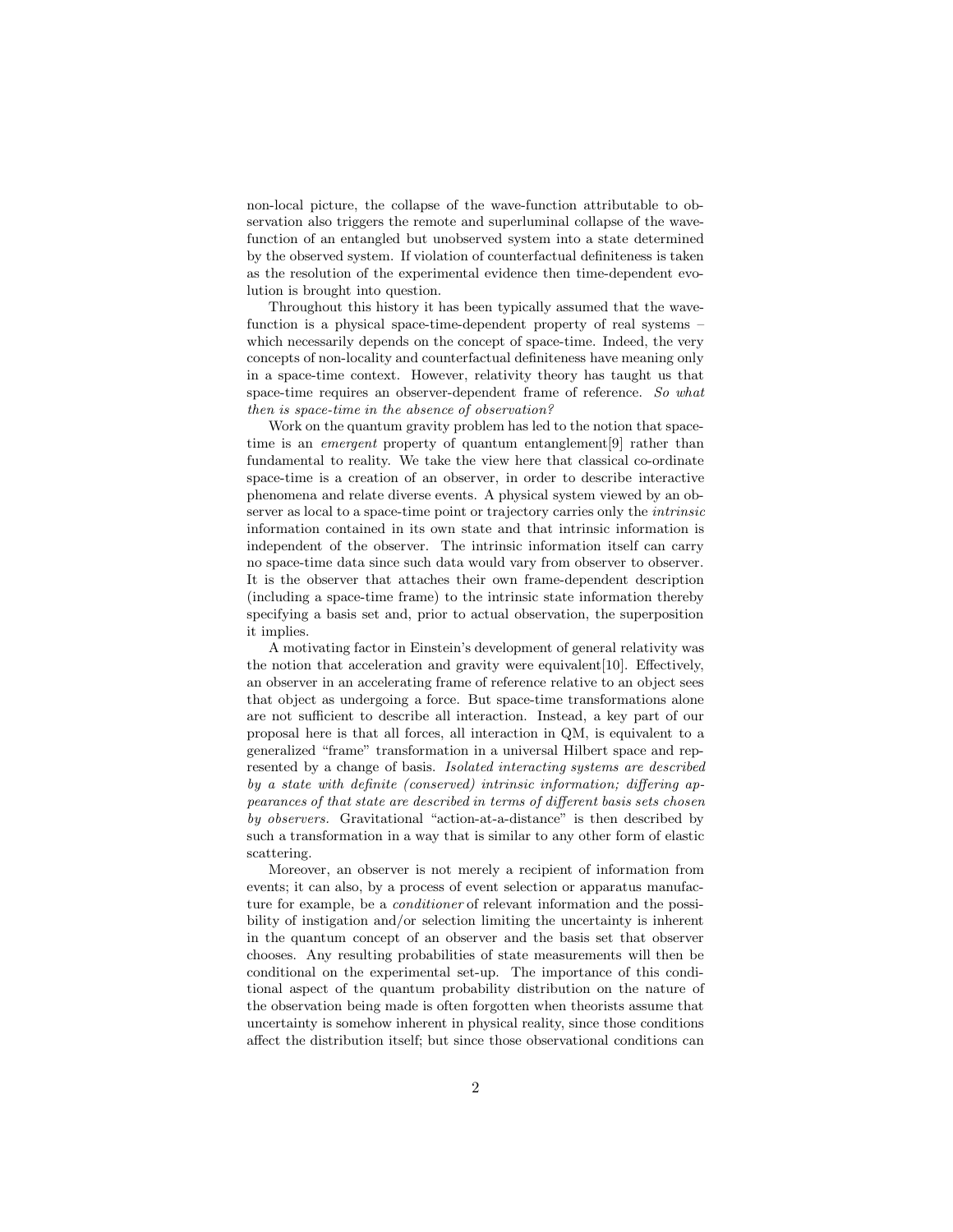non-local picture, the collapse of the wave-function attributable to observation also triggers the remote and superluminal collapse of the wave-function of an entangled but unobserved system into a state determined by the observed system. If violation of counterfactual definiteness is taken as the resolution of the experimental evidence then time-dependent evolution is brought into question.

Throughout this history it has been typically assumed that the wave-function is a physical space-time-dependent property of real systems – which necessarily depends on the concept of space-time. Indeed, the very concepts of non-locality and counterfactual definiteness have meaning only in a space-time context. However, relativity theory has taught us that space-time requires an observer-dependent frame of reference. *So what then is space-time in the absence of observation?*

Work on the quantum gravity problem has led to the notion that space-time is an *emergent* property of quantum entanglement[9] rather than fundamental to reality. We take the view here that classical co-ordinate space-time is a creation of an observer, in order to describe interactive phenomena and relate diverse events. A physical system viewed by an observer as local to a space-time point or trajectory carries only the *intrinsic* information contained in its own state and that intrinsic information is independent of the observer. The intrinsic information itself can carry no space-time data since such data would vary from observer to observer. It is the observer that attaches their own frame-dependent description (including a space-time frame) to the intrinsic state information thereby specifying a basis set and, prior to actual observation, the superposition it implies.

A motivating factor in Einstein's development of general relativity was the notion that acceleration and gravity were equivalent[10]. Effectively, an observer in an accelerating frame of reference relative to an object sees that object as undergoing a force. But space-time transformations alone are not sufficient to describe all interaction. Instead, a key part of our proposal here is that all forces, all interaction in QM, is equivalent to a generalized "frame" transformation in a universal Hilbert space and represented by a change of basis. *Isolated interacting systems are described by a state with definite (conserved) intrinsic information; differing appearances of that state are described in terms of different basis sets chosen by observers.* Gravitational "action-at-a-distance" is then described by such a transformation in a way that is similar to any other form of elastic scattering.

Moreover, an observer is not merely a recipient of information from events; it can also, by a process of event selection or apparatus manufacture for example, be a *conditioner* of relevant information and the possibility of instigation and/or selection limiting the uncertainty is inherent in the quantum concept of an observer and the basis set that observer chooses. Any resulting probabilities of state measurements will then be conditional on the experimental set-up. The importance of this conditional aspect of the quantum probability distribution on the nature of the observation being made is often forgotten when theorists assume that uncertainty is somehow inherent in physical reality, since those conditions affect the distribution itself; but since those observational conditions can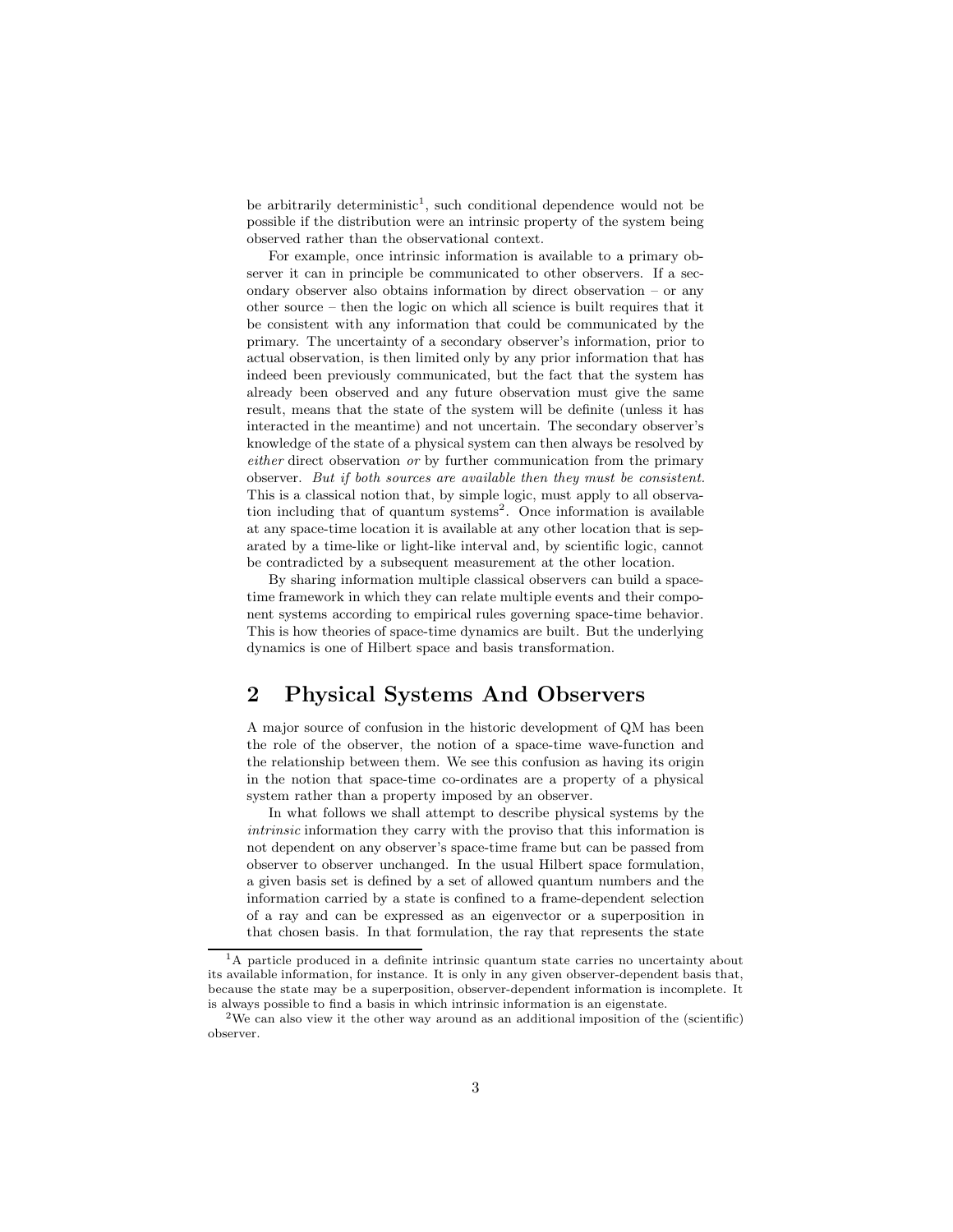be arbitrarily deterministic[1], such conditional dependence would not be possible if the distribution were an intrinsic property of the system being observed rather than the observational context.

For example, once intrinsic information is available to a primary observer it can in principle be communicated to other observers. If a secondary observer also obtains information by direct observation – or any other source – then the logic on which all science is built requires that it be consistent with any information that could be communicated by the primary. The uncertainty of a secondary observer's information, prior to actual observation, is then limited only by any prior information that has indeed been previously communicated, but the fact that the system has already been observed and any future observation must give the same result, means that the state of the system will be definite (unless it has interacted in the meantime) and not uncertain. The secondary observer's knowledge of the state of a physical system can then always be resolved by *either* direct observation *or* by further communication from the primary observer. *But if both sources are available then they must be consistent.* This is a classical notion that, by simple logic, must apply to all observation including that of quantum systems[2]. Once information is available at any space-time location it is available at any other location that is separated by a time-like or light-like interval and, by scientific logic, cannot be contradicted by a subsequent measurement at the other location.

By sharing information multiple classical observers can build a space-time framework in which they can relate multiple events and their component systems according to empirical rules governing space-time behavior. This is how theories of space-time dynamics are built. But the underlying dynamics is one of Hilbert space and basis transformation.

## 2 Physical Systems And Observers

A major source of confusion in the historic development of QM has been the role of the observer, the notion of a space-time wave-function and the relationship between them. We see this confusion as having its origin in the notion that space-time co-ordinates are a property of a physical system rather than a property imposed by an observer.

In what follows we shall attempt to describe physical systems by the *intrinsic* information they carry with the proviso that this information is not dependent on any observer's space-time frame but can be passed from observer to observer unchanged. In the usual Hilbert space formulation, a given basis set is defined by a set of allowed quantum numbers and the information carried by a state is confined to a frame-dependent selection of a ray and can be expressed as an eigenvector or a superposition in that chosen basis. In that formulation, the ray that represents the state

---

[1] A particle produced in a definite intrinsic quantum state carries no uncertainty about its available information, for instance. It is only in any given observer-dependent basis that, because the state may be a superposition, observer-dependent information is incomplete. It is always possible to find a basis in which intrinsic information is an eigenstate.

[2] We can also view it the other way around as an additional imposition of the (scientific) observer.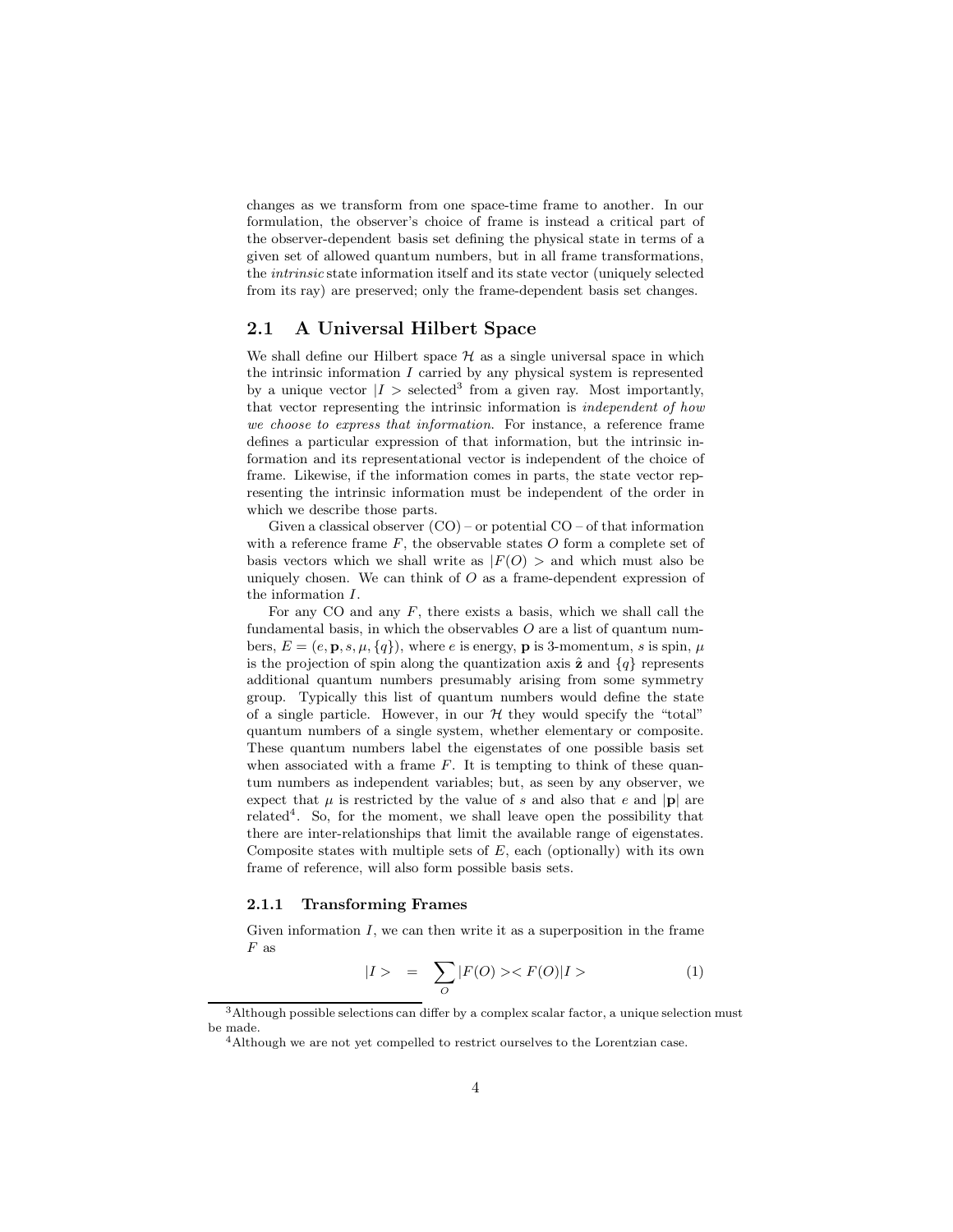changes as we transform from one space-time frame to another. In our formulation, the observer's choice of frame is instead a critical part of the observer-dependent basis set defining the physical state in terms of a given set of allowed quantum numbers, but in all frame transformations, the *intrinsic* state information itself and its state vector (uniquely selected from its ray) are preserved; only the frame-dependent basis set changes.

## 2.1 A Universal Hilbert Space

We shall define our Hilbert space $\mathcal{H}$ as a single universal space in which the intrinsic information $I$ carried by any physical system is represented by a unique vector $|I>$ selected[3] from a given ray. Most importantly, that vector representing the intrinsic information is *independent of how we choose to express that information.* For instance, a reference frame defines a particular expression of that information, but the intrinsic information and its representational vector is independent of the choice of frame. Likewise, if the information comes in parts, the state vector representing the intrinsic information must be independent of the order in which we describe those parts.

Given a classical observer (CO) – or potential CO – of that information with a reference frame $F$, the observable states $O$ form a complete set of basis vectors which we shall write as $|F(O)>$ and which must also be uniquely chosen. We can think of $O$ as a frame-dependent expression of the information $I$.

For any CO and any $F$, there exists a basis, which we shall call the fundamental basis, in which the observables $O$ are a list of quantum numbers, $E = (e, \mathbf{p}, s, \mu, \{q\})$, where $e$ is energy, $\mathbf{p}$ is 3-momentum, $s$ is spin, $\mu$ is the projection of spin along the quantization axis $\hat{\mathbf{z}}$ and $\{q\}$ represents additional quantum numbers presumably arising from some symmetry group. Typically this list of quantum numbers would define the state of a single particle. However, in our $\mathcal{H}$ they would specify the "total" quantum numbers of a single system, whether elementary or composite. These quantum numbers label the eigenstates of one possible basis set when associated with a frame $F$. It is tempting to think of these quantum numbers as independent variables; but, as seen by any observer, we expect that $\mu$ is restricted by the value of $s$ and also that $e$ and $|\mathbf{p}|$ are related[4]. So, for the moment, we shall leave open the possibility that there are inter-relationships that limit the available range of eigenstates. Composite states with multiple sets of $E$, each (optionally) with its own frame of reference, will also form possible basis sets.

### 2.1.1 Transforming Frames

Given information $I$, we can then write it as a superposition in the frame $F$ as

$$|I> \quad = \quad \sum_{O} |F(O)><F(O)|I> \tag{1}$$

[3] Although possible selections can differ by a complex scalar factor, a unique selection must be made.

[4] Although we are not yet compelled to restrict ourselves to the Lorentzian case.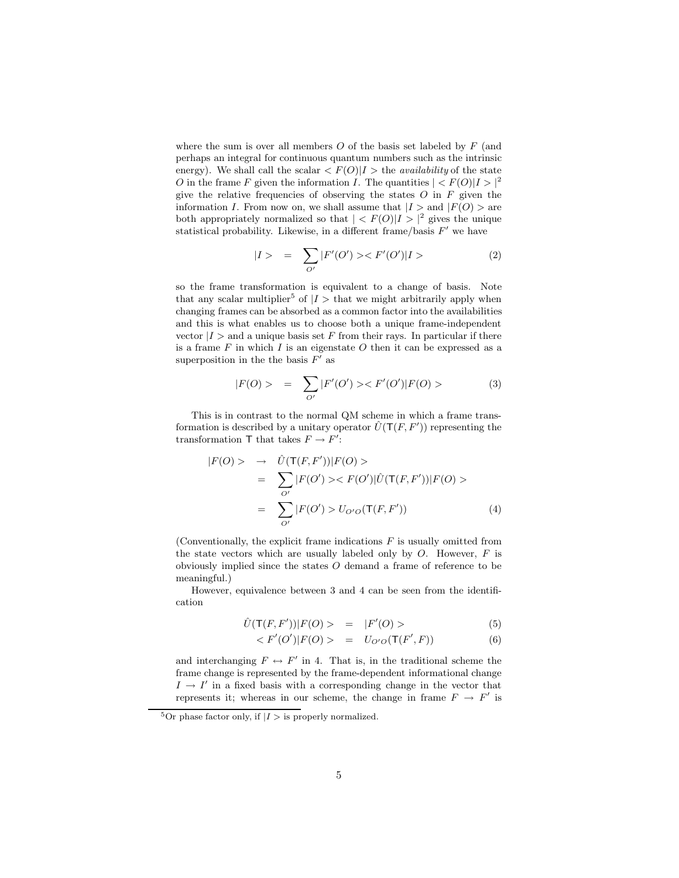where the sum is over all members $O$ of the basis set labeled by $F$ (and perhaps an integral for continuous quantum numbers such as the intrinsic energy). We shall call the scalar $< F(O)|I >$ the *availability* of the state $O$ in the frame $F$ given the information $I$. The quantities $| < F(O)|I > |^2$ give the relative frequencies of observing the states $O$ in $F$ given the information $I$. From now on, we shall assume that $|I >$ and $|F(O) >$ are both appropriately normalized so that $| < F(O)|I > |^2$ gives the unique statistical probability. Likewise, in a different frame/basis $F'$ we have

$$|I > \quad = \quad \sum_{O'} |F'(O') >< F'(O')|I > \tag{2}$$

so the frame transformation is equivalent to a change of basis. Note that any scalar multiplier[5] of $|I >$ that we might arbitrarily apply when changing frames can be absorbed as a common factor into the availabilities and this is what enables us to choose both a unique frame-independent vector $|I >$ and a unique basis set $F$ from their rays. In particular if there is a frame $F$ in which $I$ is an eigenstate $O$ then it can be expressed as a superposition in the the basis $F'$ as

$$|F(O) > \quad = \quad \sum_{O'} |F'(O') >< F'(O')|F(O) > \tag{3}$$

This is in contrast to the normal QM scheme in which a frame transformation is described by a unitary operator $\hat{U}(\mathsf{T}(F, F'))$ representing the transformation $\mathsf{T}$ that takes $F \to F'$:

$$\begin{aligned}
|F(O) > \quad &\to \quad \hat{U}(\mathsf{T}(F, F'))|F(O) > \\
&= \quad \sum_{O'} |F(O') >< F(O')|\hat{U}(\mathsf{T}(F, F'))|F(O) > \\
&= \quad \sum_{O'} |F(O') > U_{O'O}(\mathsf{T}(F, F'))
\end{aligned} \tag{4}$$

(Conventionally, the explicit frame indications $F$ is usually omitted from the state vectors which are usually labeled only by $O$. However, $F$ is obviously implied since the states $O$ demand a frame of reference to be meaningful.)

However, equivalence between 3 and 4 can be seen from the identification

$$\hat{U}(\mathsf{T}(F, F'))|F(O) > \quad = \quad |F'(O) > \tag{5}$$

$$< F'(O')|F(O) > \quad = \quad U_{O'O}(\mathsf{T}(F', F)) \tag{6}$$

and interchanging $F \leftrightarrow F'$ in 4. That is, in the traditional scheme the frame change is represented by the frame-dependent informational change $I \to I'$ in a fixed basis with a corresponding change in the vector that represents it; whereas in our scheme, the change in frame $F \to F'$ is

[5] Or phase factor only, if $|I >$ is properly normalized.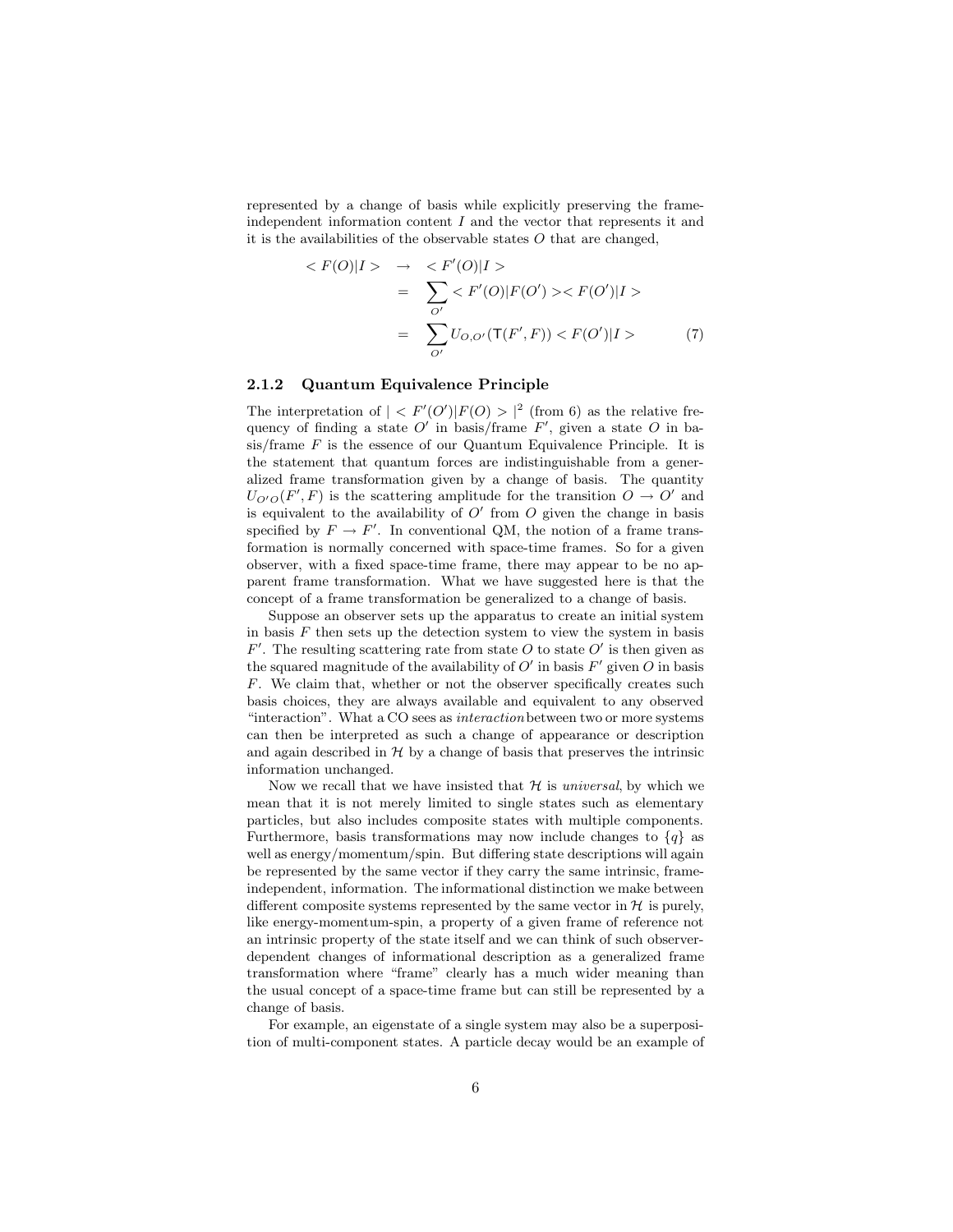represented by a change of basis while explicitly preserving the frame-independent information content $I$ and the vector that represents it and it is the availabilities of the observable states $O$ that are changed,

$$
\begin{aligned}
< F(O)|I > \quad &\rightarrow \quad < F'(O)|I > \\
&= \quad \sum_{O'} < F'(O)|F(O') >< F(O')|I > \\
&= \quad \sum_{O'} U_{O,O'}(\mathsf{T}(F',F)) < F(O')|I >
\end{aligned}
\tag{7}
$$

### 2.1.2 Quantum Equivalence Principle

The interpretation of $| < F'(O')|F(O) > |^2$ (from 6) as the relative frequency of finding a state $O'$ in basis/frame $F'$, given a state $O$ in basis/frame $F$ is the essence of our Quantum Equivalence Principle. It is the statement that quantum forces are indistinguishable from a generalized frame transformation given by a change of basis. The quantity $U_{O'O}(F', F)$ is the scattering amplitude for the transition $O \rightarrow O'$ and is equivalent to the availability of $O'$ from $O$ given the change in basis specified by $F \rightarrow F'$. In conventional QM, the notion of a frame transformation is normally concerned with space-time frames. So for a given observer, with a fixed space-time frame, there may appear to be no apparent frame transformation. What we have suggested here is that the concept of a frame transformation be generalized to a change of basis.

Suppose an observer sets up the apparatus to create an initial system in basis $F$ then sets up the detection system to view the system in basis $F'$. The resulting scattering rate from state $O$ to state $O'$ is then given as the squared magnitude of the availability of $O'$ in basis $F'$ given $O$ in basis $F$. We claim that, whether or not the observer specifically creates such basis choices, they are always available and equivalent to any observed "interaction". What a CO sees as *interaction* between two or more systems can then be interpreted as such a change of appearance or description and again described in $\mathcal{H}$ by a change of basis that preserves the intrinsic information unchanged.

Now we recall that we have insisted that $\mathcal{H}$ is *universal*, by which we mean that it is not merely limited to single states such as elementary particles, but also includes composite states with multiple components. Furthermore, basis transformations may now include changes to $\{q\}$ as well as energy/momentum/spin. But differing state descriptions will again be represented by the same vector if they carry the same intrinsic, frame-independent, information. The informational distinction we make between different composite systems represented by the same vector in $\mathcal{H}$ is purely, like energy-momentum-spin, a property of a given frame of reference not an intrinsic property of the state itself and we can think of such observer-dependent changes of informational description as a generalized frame transformation where "frame" clearly has a much wider meaning than the usual concept of a space-time frame but can still be represented by a change of basis.

For example, an eigenstate of a single system may also be a superposition of multi-component states. A particle decay would be an example of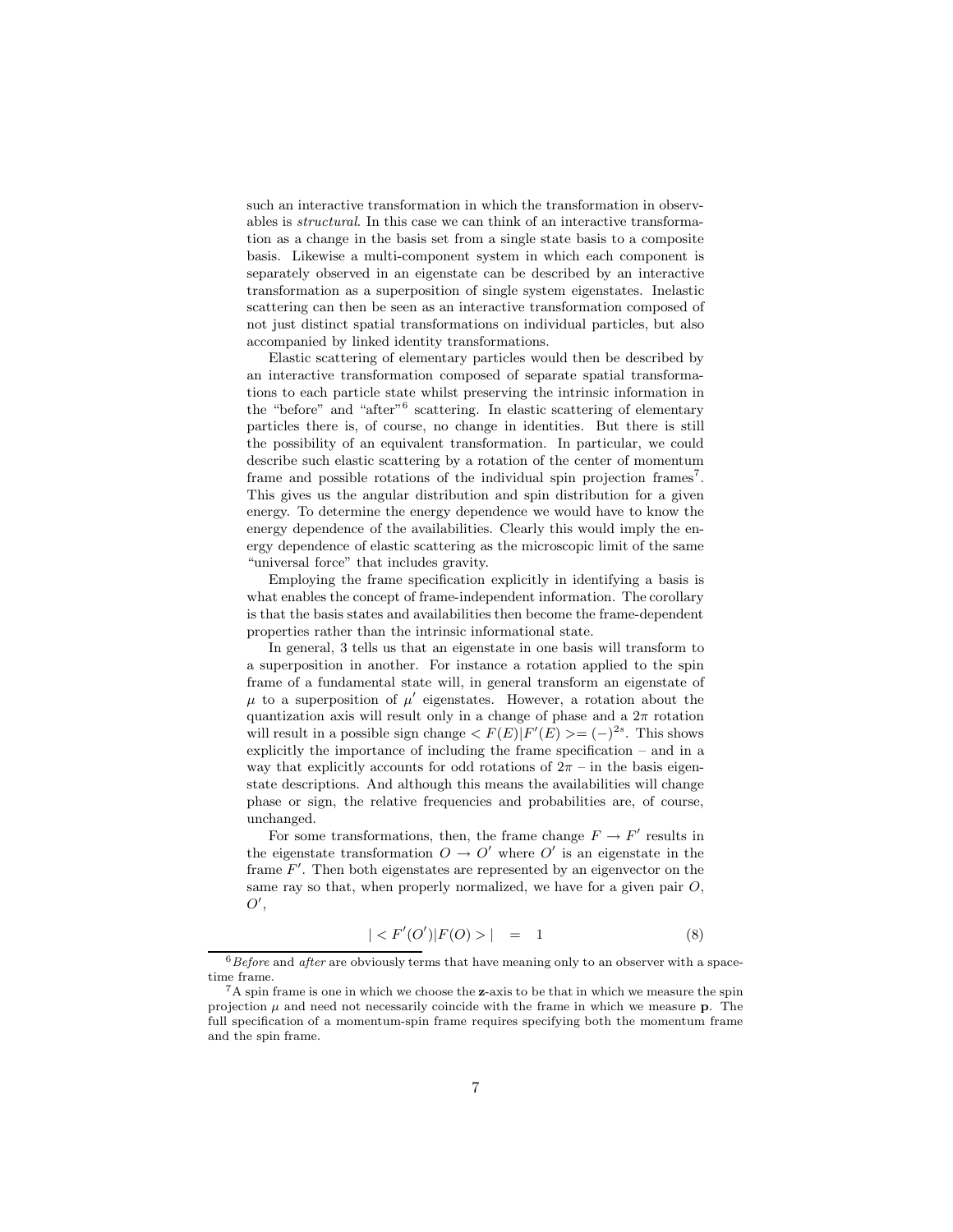such an interactive transformation in which the transformation in observables is *structural*. In this case we can think of an interactive transformation as a change in the basis set from a single state basis to a composite basis. Likewise a multi-component system in which each component is separately observed in an eigenstate can be described by an interactive transformation as a superposition of single system eigenstates. Inelastic scattering can then be seen as an interactive transformation composed of not just distinct spatial transformations on individual particles, but also accompanied by linked identity transformations.

Elastic scattering of elementary particles would then be described by an interactive transformation composed of separate spatial transformations to each particle state whilst preserving the intrinsic information in the "before" and "after"[6] scattering. In elastic scattering of elementary particles there is, of course, no change in identities. But there is still the possibility of an equivalent transformation. In particular, we could describe such elastic scattering by a rotation of the center of momentum frame and possible rotations of the individual spin projection frames[7]. This gives us the angular distribution and spin distribution for a given energy. To determine the energy dependence we would have to know the energy dependence of the availabilities. Clearly this would imply the energy dependence of elastic scattering as the microscopic limit of the same "universal force" that includes gravity.

Employing the frame specification explicitly in identifying a basis is what enables the concept of frame-independent information. The corollary is that the basis states and availabilities then become the frame-dependent properties rather than the intrinsic informational state.

In general, 3 tells us that an eigenstate in one basis will transform to a superposition in another. For instance a rotation applied to the spin frame of a fundamental state will, in general transform an eigenstate of $\mu$ to a superposition of $\mu'$ eigenstates. However, a rotation about the quantization axis will result only in a change of phase and a $2\pi$ rotation will result in a possible sign change $< F(E)|F'(E) >= (-)^{2s}$. This shows explicitly the importance of including the frame specification – and in a way that explicitly accounts for odd rotations of $2\pi$ – in the basis eigenstate descriptions. And although this means the availabilities will change phase or sign, the relative frequencies and probabilities are, of course, unchanged.

For some transformations, then, the frame change $F \rightarrow F'$ results in the eigenstate transformation $O \rightarrow O'$ where $O'$ is an eigenstate in the frame $F'$. Then both eigenstates are represented by an eigenvector on the same ray so that, when properly normalized, we have for a given pair $O$, $O'$,

$$| < F'(O')|F(O) > | \quad = \quad 1 \tag{8}$$

[6] *Before* and *after* are obviously terms that have meaning only to an observer with a space-time frame.

[7] A spin frame is one in which we choose the $\mathbf{z}$-axis to be that in which we measure the spin projection $\mu$ and need not necessarily coincide with the frame in which we measure $\mathbf{p}$. The full specification of a momentum-spin frame requires specifying both the momentum frame and the spin frame.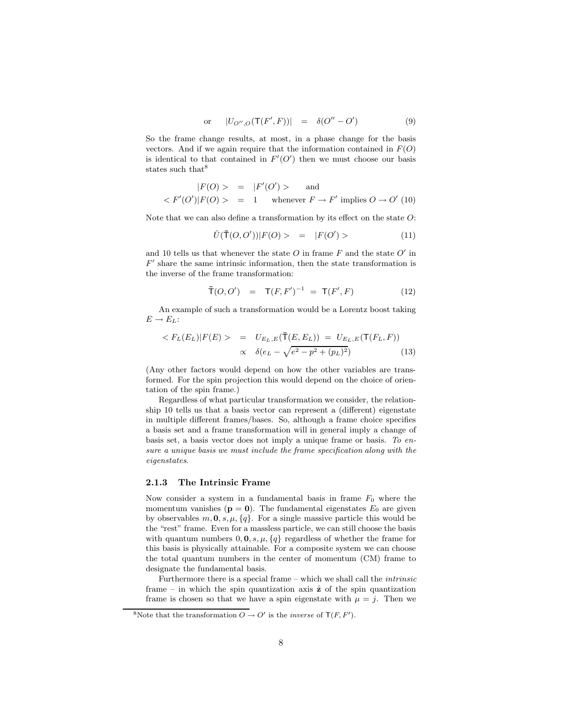$$\text{or} \quad |U_{O'',O}(\mathsf{T}(F',F))| \;=\; \delta(O''-O') \tag{9}$$

So the frame change results, at most, in a phase change for the basis vectors. And if we again require that the information contained in $F(O)$ is identical to that contained in $F'(O')$ then we must choose our basis states such that[8]

$$\begin{aligned}
|F(O)> \;&=\; |F'(O')> \qquad \text{and} \\
<F'(O')|F(O)> \;&=\; 1 \qquad \text{whenever } F \to F' \text{ implies } O \to O'
\end{aligned} \tag{10}$$

Note that we can also define a transformation by its effect on the state $O$:

$$\hat{U}(\bar{\mathsf{T}}(O,O'))|F(O)> \;=\; |F(O')> \tag{11}$$

and 10 tells us that whenever the state $O$ in frame $F$ and the state $O'$ in $F'$ share the same intrinsic information, then the state transformation is the inverse of the frame transformation:

$$\bar{\mathsf{T}}(O,O') \;=\; \mathsf{T}(F,F')^{-1} \;=\; \mathsf{T}(F',F) \tag{12}$$

An example of such a transformation would be a Lorentz boost taking $E \to E_L$:

$$\begin{aligned}
<F_L(E_L)|F(E)> \;&=\; U_{E_L,E}(\bar{\mathsf{T}}(E,E_L)) \;=\; U_{E_L,E}(\mathsf{T}(F_L,F)) \\
&\propto\; \delta(e_L - \sqrt{e^2 - p^2 + (p_L)^2})
\end{aligned} \tag{13}$$

(Any other factors would depend on how the other variables are transformed. For the spin projection this would depend on the choice of orientation of the spin frame.)

Regardless of what particular transformation we consider, the relationship 10 tells us that a basis vector can represent a (different) eigenstate in multiple different frames/bases. So, although a frame choice specifies a basis set and a frame transformation will in general imply a change of basis set, a basis vector does not imply a unique frame or basis. *To ensure a unique basis we must include the frame specification along with the eigenstates.*

### 2.1.3 The Intrinsic Frame

Now consider a system in a fundamental basis in frame $F_0$ where the momentum vanishes ($\mathbf{p} = \mathbf{0}$). The fundamental eigenstates $E_0$ are given by observables $m, \mathbf{0}, s, \mu, \{q\}$. For a single massive particle this would be the "rest" frame. Even for a massless particle, we can still choose the basis with quantum numbers $0, \mathbf{0}, s, \mu, \{q\}$ regardless of whether the frame for this basis is physically attainable. For a composite system we can choose the total quantum numbers in the center of momentum (CM) frame to designate the fundamental basis.

Furthermore there is a special frame – which we shall call the *intrinsic* frame – in which the spin quantization axis $\hat{\mathbf{z}}$ of the spin quantization frame is chosen so that we have a spin eigenstate with $\mu = j$. Then we

[8] Note that the transformation $O \to O'$ is the *inverse* of $\mathsf{T}(F,F')$.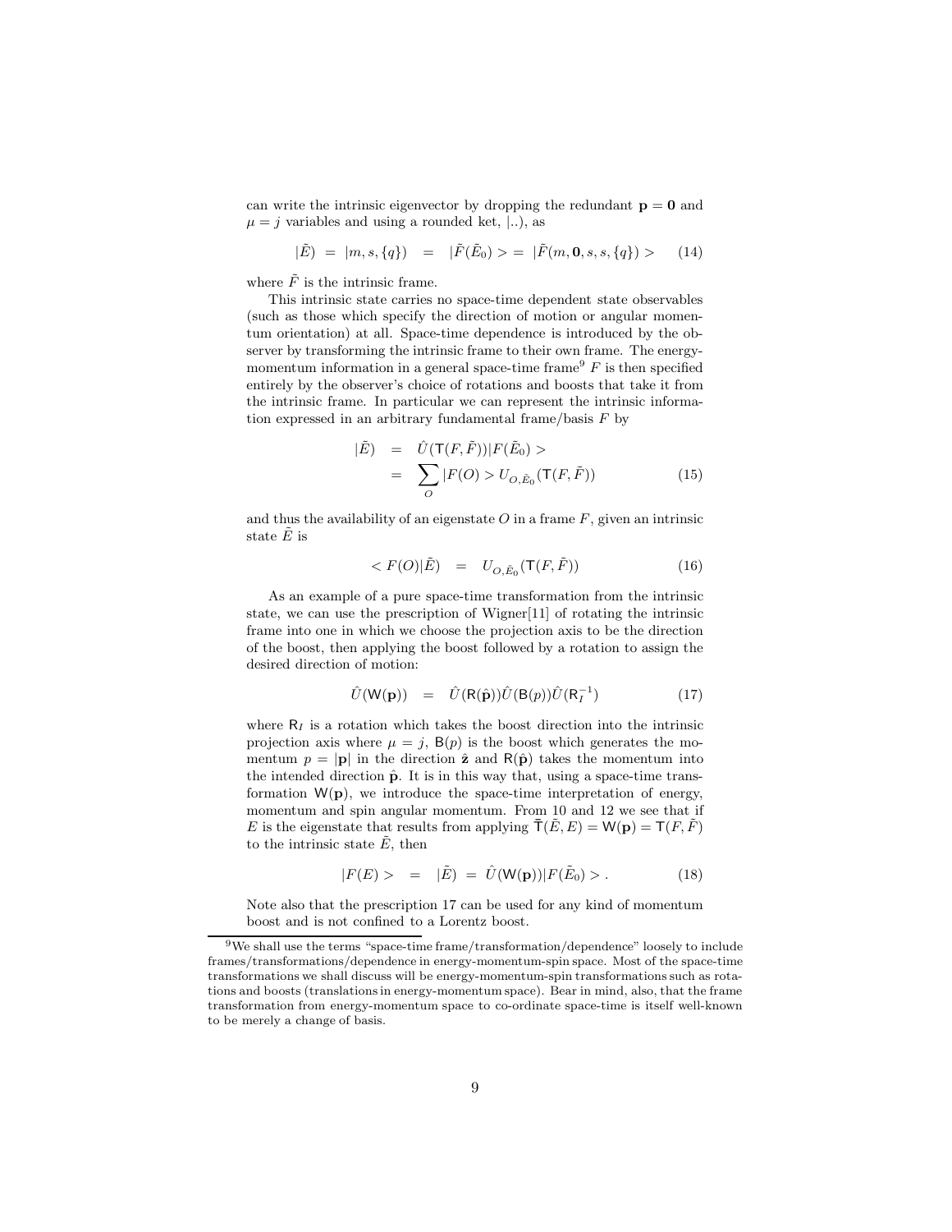can write the intrinsic eigenvector by dropping the redundant $\mathbf{p} = \mathbf{0}$ and $\mu = j$ variables and using a rounded ket, $|..)$, as

$$|\tilde{E}) \;=\; |m, s, \{q\}) \;\;=\;\; |\tilde{F}(\tilde{E}_0) > \,=\, |\tilde{F}(m, \mathbf{0}, s, s, \{q\}) > \qquad (14)$$

where $\tilde{F}$ is the intrinsic frame.

This intrinsic state carries no space-time dependent state observables (such as those which specify the direction of motion or angular momentum orientation) at all. Space-time dependence is introduced by the observer by transforming the intrinsic frame to their own frame. The energy-momentum information in a general space-time frame[9] $F$ is then specified entirely by the observer's choice of rotations and boosts that take it from the intrinsic frame. In particular we can represent the intrinsic information expressed in an arbitrary fundamental frame/basis $F$ by

$$\begin{aligned} |\tilde{E}) &= \hat{U}(\mathsf{T}(F,\tilde{F}))|F(\tilde{E}_0)> \\ &= \sum_{O} |F(O)> U_{O,\tilde{E}_0}(\mathsf{T}(F,\tilde{F})) \end{aligned} \qquad (15)$$

and thus the availability of an eigenstate $O$ in a frame $F$, given an intrinsic state $\tilde{E}$ is

$$< F(O)|\tilde{E}) \;\;=\;\; U_{O,\tilde{E}_0}(\mathsf{T}(F,\tilde{F})) \qquad (16)$$

As an example of a pure space-time transformation from the intrinsic state, we can use the prescription of Wigner[11] of rotating the intrinsic frame into one in which we choose the projection axis to be the direction of the boost, then applying the boost followed by a rotation to assign the desired direction of motion:

$$\hat{U}(\mathsf{W}(\mathbf{p})) \;\;=\;\; \hat{U}(\mathsf{R}(\hat{\mathbf{p}}))\hat{U}(\mathsf{B}(p))\hat{U}(\mathsf{R}_I^{-1}) \qquad (17)$$

where $\mathsf{R}_I$ is a rotation which takes the boost direction into the intrinsic projection axis where $\mu = j$, $\mathsf{B}(p)$ is the boost which generates the momentum $p = |\mathbf{p}|$ in the direction $\hat{\mathbf{z}}$ and $\mathsf{R}(\hat{\mathbf{p}})$ takes the momentum into the intended direction $\hat{\mathbf{p}}$. It is in this way that, using a space-time transformation $\mathsf{W}(\mathbf{p})$, we introduce the space-time interpretation of energy, momentum and spin angular momentum. From 10 and 12 we see that if $E$ is the eigenstate that results from applying $\bar{\mathsf{T}}(\tilde{E}, E) = \mathsf{W}(\mathbf{p}) = \mathsf{T}(F, \tilde{F})$ to the intrinsic state $\tilde{E}$, then

$$|F(E)> \;\;=\;\; |\tilde{E}) \;=\; \hat{U}(\mathsf{W}(\mathbf{p}))|F(\tilde{E}_0)> . \qquad (18)$$

Note also that the prescription 17 can be used for any kind of momentum boost and is not confined to a Lorentz boost.

[9] We shall use the terms "space-time frame/transformation/dependence" loosely to include frames/transformations/dependence in energy-momentum-spin space. Most of the space-time transformations we shall discuss will be energy-momentum-spin transformations such as rotations and boosts (translations in energy-momentum space). Bear in mind, also, that the frame transformation from energy-momentum space to co-ordinate space-time is itself well-known to be merely a change of basis.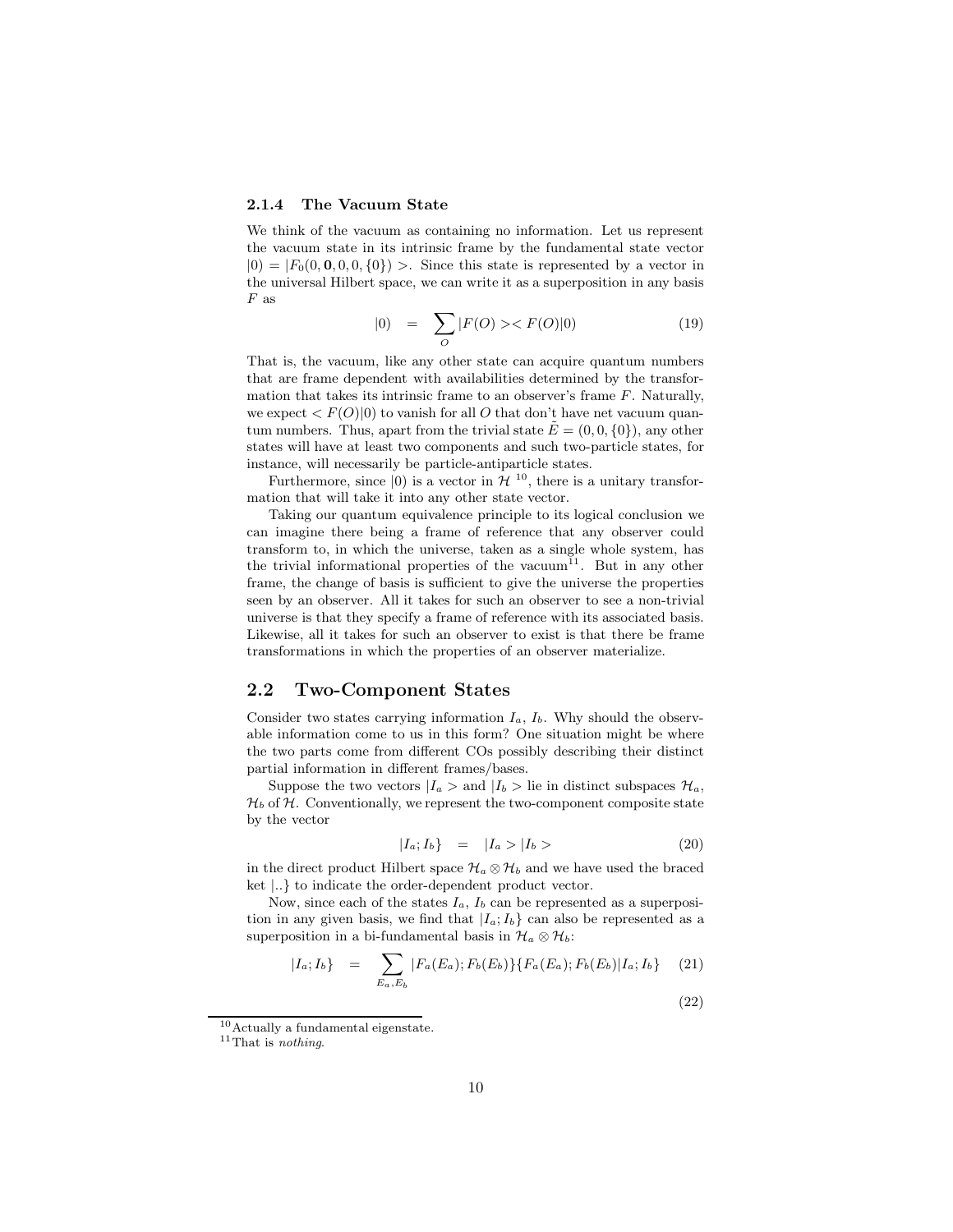### 2.1.4 The Vacuum State

We think of the vacuum as containing no information. Let us represent the vacuum state in its intrinsic frame by the fundamental state vector $|0) = |F_0(0, \mathbf{0}, 0, 0, \{0\})>$. Since this state is represented by a vector in the universal Hilbert space, we can write it as a superposition in any basis $F$ as

$$|0) \quad = \quad \sum_O |F(O)><F(O)|0) \tag{19}$$

That is, the vacuum, like any other state can acquire quantum numbers that are frame dependent with availabilities determined by the transformation that takes its intrinsic frame to an observer's frame $F$. Naturally, we expect $<F(O)|0)$ to vanish for all $O$ that don't have net vacuum quantum numbers. Thus, apart from the trivial state $\tilde{E} = (0, 0, \{0\})$, any other states will have at least two components and such two-particle states, for instance, will necessarily be particle-antiparticle states.

Furthermore, since $|0)$ is a vector in $\mathcal{H}$ [10], there is a unitary transformation that will take it into any other state vector.

Taking our quantum equivalence principle to its logical conclusion we can imagine there being a frame of reference that any observer could transform to, in which the universe, taken as a single whole system, has the trivial informational properties of the vacuum[11]. But in any other frame, the change of basis is sufficient to give the universe the properties seen by an observer. All it takes for such an observer to see a non-trivial universe is that they specify a frame of reference with its associated basis. Likewise, all it takes for such an observer to exist is that there be frame transformations in which the properties of an observer materialize.

## 2.2 Two-Component States

Consider two states carrying information $I_a$, $I_b$. Why should the observable information come to us in this form? One situation might be where the two parts come from different COs possibly describing their distinct partial information in different frames/bases.

Suppose the two vectors $|I_a>$ and $|I_b>$ lie in distinct subspaces $\mathcal{H}_a$, $\mathcal{H}_b$ of $\mathcal{H}$. Conventionally, we represent the two-component composite state by the vector

$$|I_a; I_b\} \quad = \quad |I_a>|I_b> \tag{20}$$

in the direct product Hilbert space $\mathcal{H}_a \otimes \mathcal{H}_b$ and we have used the braced ket $|..\}$ to indicate the order-dependent product vector.

Now, since each of the states $I_a$, $I_b$ can be represented as a superposition in any given basis, we find that $|I_a; I_b\}$ can also be represented as a superposition in a bi-fundamental basis in $\mathcal{H}_a \otimes \mathcal{H}_b$:

$$|I_a; I_b\} \quad = \quad \sum_{E_a, E_b} |F_a(E_a); F_b(E_b)\}\{F_a(E_a); F_b(E_b)|I_a; I_b\} \tag{21}$$

$$\tag{22}$$

[10] Actually a fundamental eigenstate.

[11] That is *nothing*.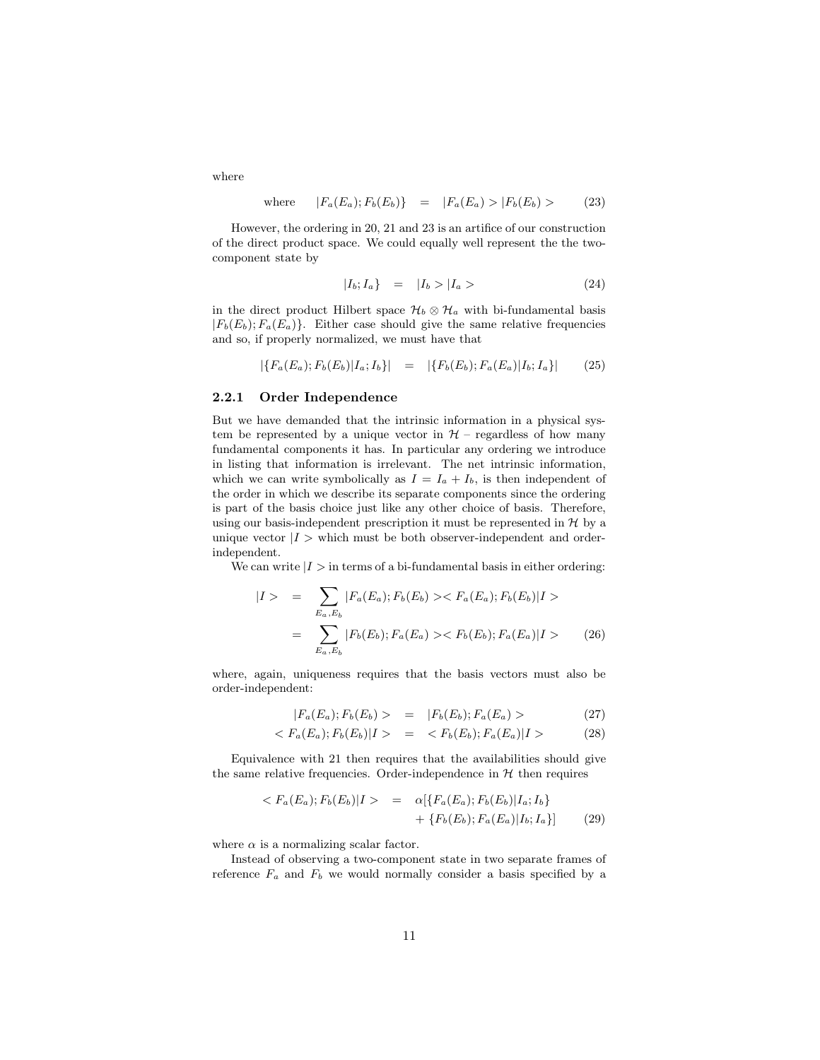where

$$\text{where} \quad |F_a(E_a); F_b(E_b)\} \quad = \quad |F_a(E_a) > |F_b(E_b) > \tag{23}$$

However, the ordering in 20, 21 and 23 is an artifice of our construction of the direct product space. We could equally well represent the the two-component state by

$$|I_b; I_a\} \quad = \quad |I_b > |I_a > \tag{24}$$

in the direct product Hilbert space $\mathcal{H}_b \otimes \mathcal{H}_a$ with bi-fundamental basis $|F_b(E_b); F_a(E_a)\}$. Either case should give the same relative frequencies and so, if properly normalized, we must have that

$$|\{F_a(E_a); F_b(E_b)|I_a; I_b\}| \quad = \quad |\{F_b(E_b); F_a(E_a)|I_b; I_a\}| \tag{25}$$

### 2.2.1 Order Independence

But we have demanded that the intrinsic information in a physical system be represented by a unique vector in $\mathcal{H}$ – regardless of how many fundamental components it has. In particular any ordering we introduce in listing that information is irrelevant. The net intrinsic information, which we can write symbolically as $I = I_a + I_b$, is then independent of the order in which we describe its separate components since the ordering is part of the basis choice just like any other choice of basis. Therefore, using our basis-independent prescription it must be represented in $\mathcal{H}$ by a unique vector $|I>$ which must be both observer-independent and order-independent.

We can write $|I>$ in terms of a bi-fundamental basis in either ordering:

$$\begin{aligned} |I> \quad &= \quad \sum_{E_a, E_b} |F_a(E_a); F_b(E_b) >< F_a(E_a); F_b(E_b)|I> \\ &= \quad \sum_{E_a, E_b} |F_b(E_b); F_a(E_a) >< F_b(E_b); F_a(E_a)|I> \end{aligned} \tag{26}$$

where, again, uniqueness requires that the basis vectors must also be order-independent:

$$|F_a(E_a); F_b(E_b) > \quad = \quad |F_b(E_b); F_a(E_a) > \tag{27}$$

$$< F_a(E_a); F_b(E_b)|I> \quad = \quad < F_b(E_b); F_a(E_a)|I> \tag{28}$$

Equivalence with 21 then requires that the availabilities should give the same relative frequencies. Order-independence in $\mathcal{H}$ then requires

$$\begin{aligned} < F_a(E_a); F_b(E_b)|I> \quad = \quad & \alpha[\{F_a(E_a); F_b(E_b)|I_a; I_b\} \\ & + \{F_b(E_b); F_a(E_a)|I_b; I_a\}] \end{aligned} \tag{29}$$

where $\alpha$ is a normalizing scalar factor.

Instead of observing a two-component state in two separate frames of reference $F_a$ and $F_b$ we would normally consider a basis specified by a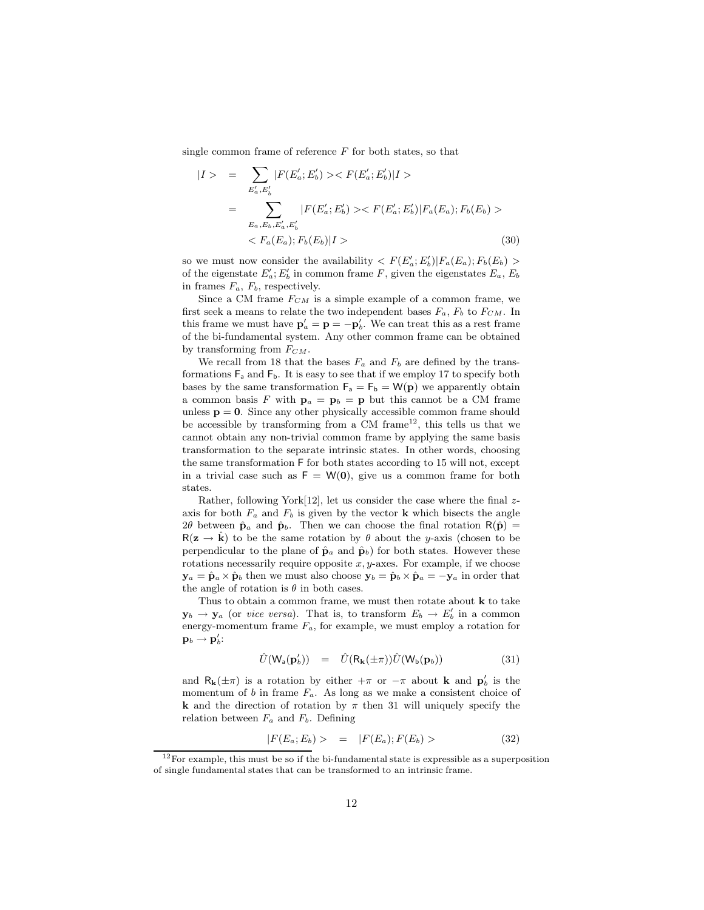single common frame of reference $F$ for both states, so that

$$
\begin{aligned}
|I> &= \sum_{E'_a, E'_b} |F(E'_a; E'_b)> < F(E'_a; E'_b)|I> \\
&= \sum_{E_a, E_b, E'_a, E'_b} |F(E'_a; E'_b)> < F(E'_a; E'_b)|F_a(E_a); F_b(E_b)> \\
&\quad < F_a(E_a); F_b(E_b)|I> \qquad (30)
\end{aligned}
$$

so we must now consider the availability $< F(E'_a; E'_b)|F_a(E_a); F_b(E_b)>$ of the eigenstate $E'_a; E'_b$ in common frame $F$, given the eigenstates $E_a$, $E_b$ in frames $F_a$, $F_b$, respectively.

Since a CM frame $F_{CM}$ is a simple example of a common frame, we first seek a means to relate the two independent bases $F_a$, $F_b$ to $F_{CM}$. In this frame we must have $\mathbf{p}'_a = \mathbf{p} = -\mathbf{p}'_b$. We can treat this as a rest frame of the bi-fundamental system. Any other common frame can be obtained by transforming from $F_{CM}$.

We recall from 18 that the bases $F_a$ and $F_b$ are defined by the transformations $\mathsf{F_a}$ and $\mathsf{F_b}$. It is easy to see that if we employ 17 to specify both bases by the same transformation $\mathsf{F_a} = \mathsf{F_b} = \mathsf{W}(\mathbf{p})$ we apparently obtain a common basis $F$ with $\mathbf{p}_a = \mathbf{p}_b = \mathbf{p}$ but this cannot be a CM frame unless $\mathbf{p} = \mathbf{0}$. Since any other physically accessible common frame should be accessible by transforming from a CM frame[12], this tells us that we cannot obtain any non-trivial common frame by applying the same basis transformation to the separate intrinsic states. In other words, choosing the same transformation $\mathsf{F}$ for both states according to 15 will not, except in a trivial case such as $\mathsf{F} = \mathsf{W}(\mathbf{0})$, give us a common frame for both states.

Rather, following York[12], let us consider the case where the final $z$-axis for both $F_a$ and $F_b$ is given by the vector $\mathbf{k}$ which bisects the angle $2\theta$ between $\hat{\mathbf{p}}_a$ and $\hat{\mathbf{p}}_b$. Then we can choose the final rotation $\mathsf{R}(\hat{\mathbf{p}}) = \mathsf{R}(\mathbf{z} \to \hat{\mathbf{k}})$ to be the same rotation by $\theta$ about the $y$-axis (chosen to be perpendicular to the plane of $\hat{\mathbf{p}}_a$ and $\hat{\mathbf{p}}_b$) for both states. However these rotations necessarily require opposite $x, y$-axes. For example, if we choose $\mathbf{y}_a = \hat{\mathbf{p}}_a \times \hat{\mathbf{p}}_b$ then we must also choose $\mathbf{y}_b = \hat{\mathbf{p}}_b \times \hat{\mathbf{p}}_a = -\mathbf{y}_a$ in order that the angle of rotation is $\theta$ in both cases.

Thus to obtain a common frame, we must then rotate about $\mathbf{k}$ to take $\mathbf{y}_b \to \mathbf{y}_a$ (or *vice versa*). That is, to transform $E_b \to E'_b$ in a common energy-momentum frame $F_a$, for example, we must employ a rotation for $\mathbf{p}_b \to \mathbf{p}'_b$:

$$
\hat{U}(\mathsf{W_a}(\mathbf{p}'_b)) = \hat{U}(\mathsf{R}_{\mathbf{k}}(\pm\pi))\hat{U}(\mathsf{W_b}(\mathbf{p}_b)) \qquad (31)
$$

and $\mathsf{R}_{\mathbf{k}}(\pm\pi)$ is a rotation by either $+\pi$ or $-\pi$ about $\mathbf{k}$ and $\mathbf{p}'_b$ is the momentum of $b$ in frame $F_a$. As long as we make a consistent choice of $\mathbf{k}$ and the direction of rotation by $\pi$ then 31 will uniquely specify the relation between $F_a$ and $F_b$. Defining

$$
|F(E_a; E_b)> = |F(E_a); F(E_b)> \qquad (32)
$$

[12] For example, this must be so if the bi-fundamental state is expressible as a superposition of single fundamental states that can be transformed to an intrinsic frame.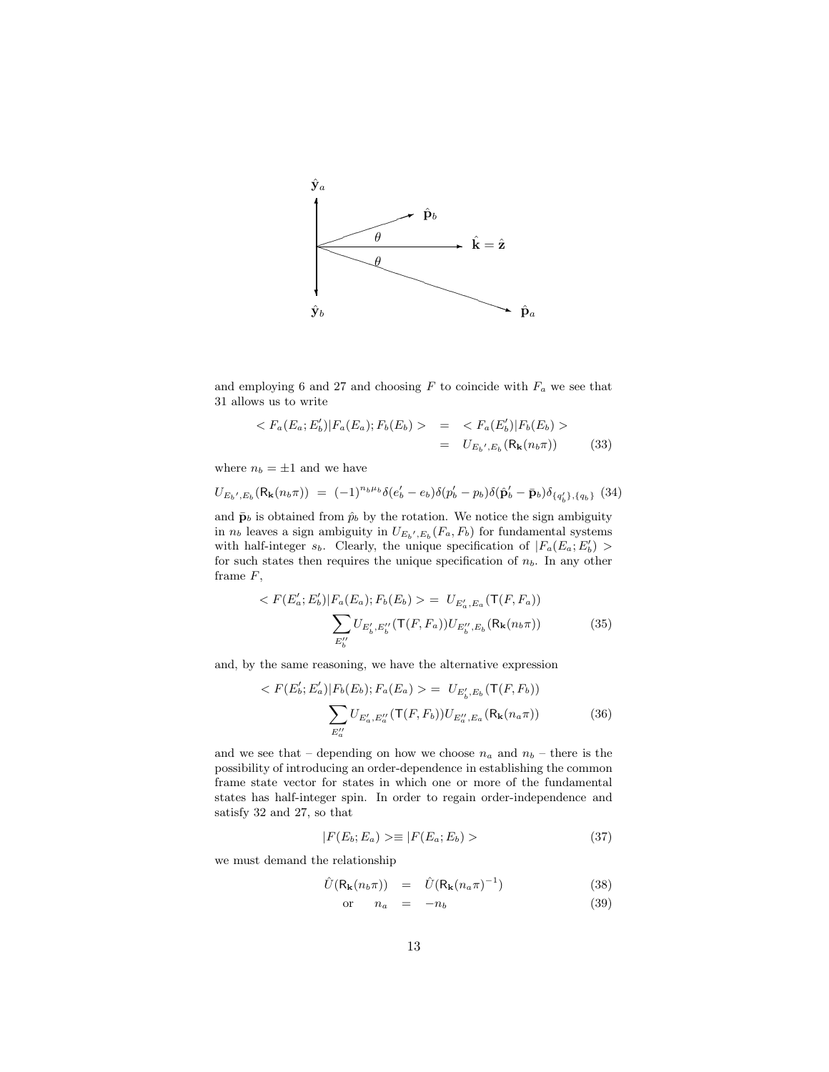and employing 6 and 27 and choosing $F$ to coincide with $F_a$ we see that 31 allows us to write

$$
\begin{aligned}
< F_a(E_a; E_b')|F_a(E_a); F_b(E_b) > &= < F_a(E_b')|F_b(E_b) > \\
&= U_{E_b{}',E_b}(\mathsf{R}_{\mathbf{k}}(n_b\pi)) \qquad (33)
\end{aligned}
$$

where $n_b = \pm 1$ and we have

$$
U_{E_b{}',E_b}(\mathsf{R}_{\mathbf{k}}(n_b\pi)) \;=\; (-1)^{n_b\mu_b}\delta(e_b' - e_b)\delta(p_b' - p_b)\delta(\hat{\mathbf{p}}_b' - \bar{\mathbf{p}}_b)\delta_{\{q_b'\},\{q_b\}} \quad (34)
$$

and $\bar{\mathbf{p}}_b$ is obtained from $\hat{p}_b$ by the rotation. We notice the sign ambiguity in $n_b$ leaves a sign ambiguity in $U_{E_b{}',E_b}(F_a, F_b)$ for fundamental systems with half-integer $s_b$. Clearly, the unique specification of $|F_a(E_a; E_b') >$ for such states then requires the unique specification of $n_b$. In any other frame $F$,

$$
< F(E_a'; E_b')|F_a(E_a); F_b(E_b) > = U_{E_a',E_a}(\mathsf{T}(F, F_a)) \sum_{E_b''} U_{E_b',E_b''}(\mathsf{T}(F, F_a)) U_{E_b'',E_b}(\mathsf{R}_{\mathbf{k}}(n_b\pi)) \qquad (35)
$$

and, by the same reasoning, we have the alternative expression

$$
< F(E_b'; E_a')|F_b(E_b); F_a(E_a) > = U_{E_b',E_b}(\mathsf{T}(F, F_b)) \sum_{E_a''} U_{E_a',E_a''}(\mathsf{T}(F, F_b)) U_{E_a'',E_a}(\mathsf{R}_{\mathbf{k}}(n_a\pi)) \qquad (36)
$$

and we see that – depending on how we choose $n_a$ and $n_b$ – there is the possibility of introducing an order-dependence in establishing the common frame state vector for states in which one or more of the fundamental states has half-integer spin. In order to regain order-independence and satisfy 32 and 27, so that

$$
|F(E_b; E_a) > \equiv |F(E_a; E_b) > \qquad (37)
$$

we must demand the relationship

$$
\begin{aligned}
\hat{U}(\mathsf{R}_{\mathbf{k}}(n_b\pi)) &= \hat{U}(\mathsf{R}_{\mathbf{k}}(n_a\pi)^{-1}) \qquad (38) \\
\text{or} \quad n_a &= -n_b \qquad (39)
\end{aligned}
$$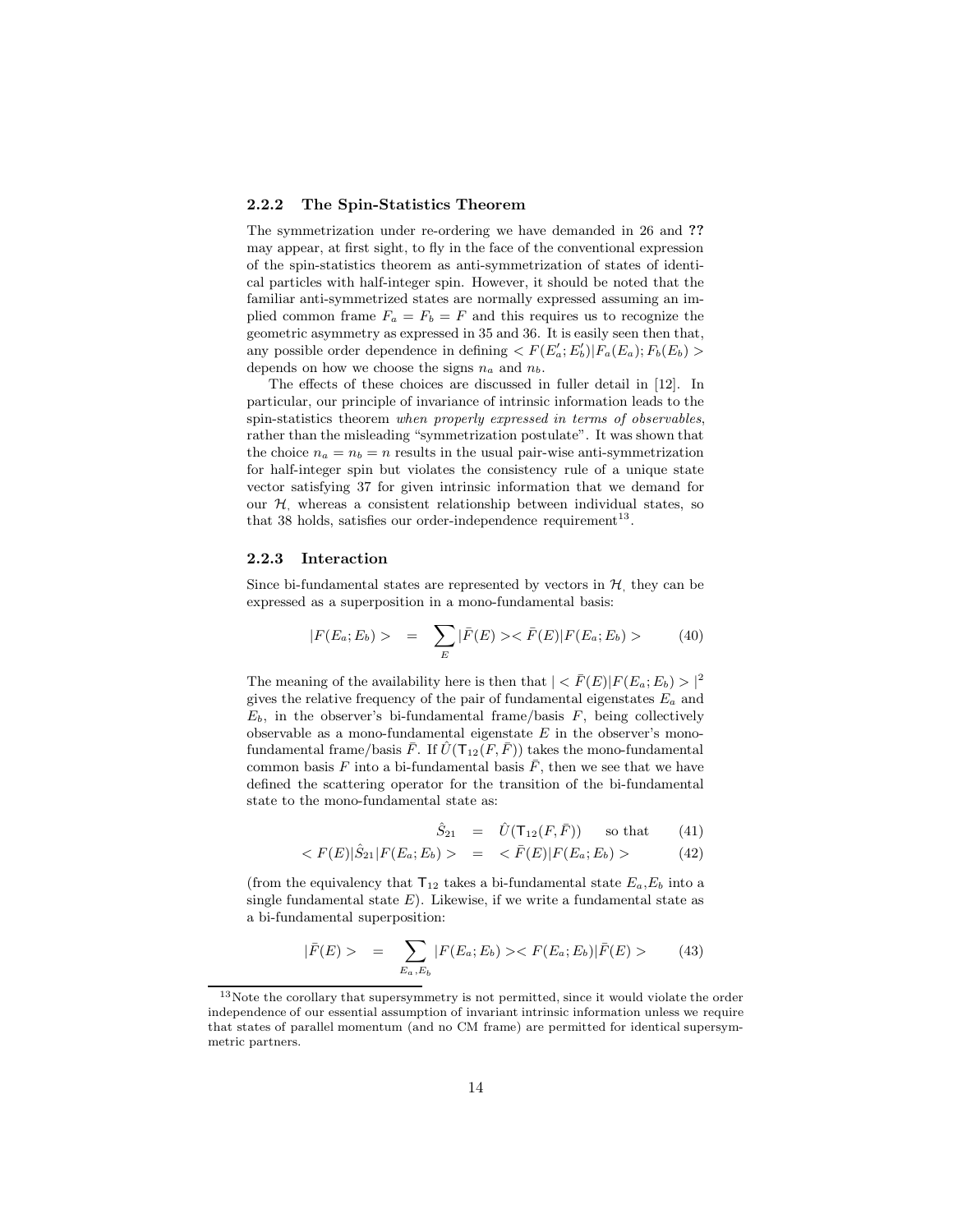### 2.2.2 The Spin-Statistics Theorem

The symmetrization under re-ordering we have demanded in 26 and **??** may appear, at first sight, to fly in the face of the conventional expression of the spin-statistics theorem as anti-symmetrization of states of identical particles with half-integer spin. However, it should be noted that the familiar anti-symmetrized states are normally expressed assuming an implied common frame $F_a = F_b = F$ and this requires us to recognize the geometric asymmetry as expressed in 35 and 36. It is easily seen then that, any possible order dependence in defining $< F(E'_a; E'_b)|F_a(E_a); F_b(E_b) >$ depends on how we choose the signs $n_a$ and $n_b$.

The effects of these choices are discussed in fuller detail in [12]. In particular, our principle of invariance of intrinsic information leads to the spin-statistics theorem *when properly expressed in terms of observables*, rather than the misleading "symmetrization postulate". It was shown that the choice $n_a = n_b = n$ results in the usual pair-wise anti-symmetrization for half-integer spin but violates the consistency rule of a unique state vector satisfying 37 for given intrinsic information that we demand for our $\mathcal{H}$, whereas a consistent relationship between individual states, so that 38 holds, satisfies our order-independence requirement[13].

### 2.2.3 Interaction

Since bi-fundamental states are represented by vectors in $\mathcal{H}$, they can be expressed as a superposition in a mono-fundamental basis:

$$|F(E_a; E_b) > \quad = \quad \sum_{E} |\bar{F}(E) >< \bar{F}(E)|F(E_a; E_b) > \qquad (40)$$

The meaning of the availability here is then that $| < \bar{F}(E)|F(E_a; E_b) > |^2$ gives the relative frequency of the pair of fundamental eigenstates $E_a$ and $E_b$, in the observer's bi-fundamental frame/basis $F$, being collectively observable as a mono-fundamental eigenstate $E$ in the observer's mono-fundamental frame/basis $\bar{F}$. If $\hat{U}(\mathsf{T}_{12}(F, \bar{F}))$ takes the mono-fundamental common basis $F$ into a bi-fundamental basis $\bar{F}$, then we see that we have defined the scattering operator for the transition of the bi-fundamental state to the mono-fundamental state as:

$$\hat{S}_{21} \quad = \quad \hat{U}(\mathsf{T}_{12}(F, \bar{F})) \qquad \text{so that} \qquad (41)$$

$$< F(E)|\hat{S}_{21}|F(E_a; E_b) > \quad = \quad < \bar{F}(E)|F(E_a; E_b) > \qquad (42)$$

(from the equivalency that $\mathsf{T}_{12}$ takes a bi-fundamental state $E_a$,$E_b$ into a single fundamental state $E$). Likewise, if we write a fundamental state as a bi-fundamental superposition:

$$|\bar{F}(E) > \quad = \quad \sum_{E_a, E_b} |F(E_a; E_b) >< F(E_a; E_b)|\bar{F}(E) > \qquad (43)$$

[13] Note the corollary that supersymmetry is not permitted, since it would violate the order independence of our essential assumption of invariant intrinsic information unless we require that states of parallel momentum (and no CM frame) are permitted for identical supersymmetric partners.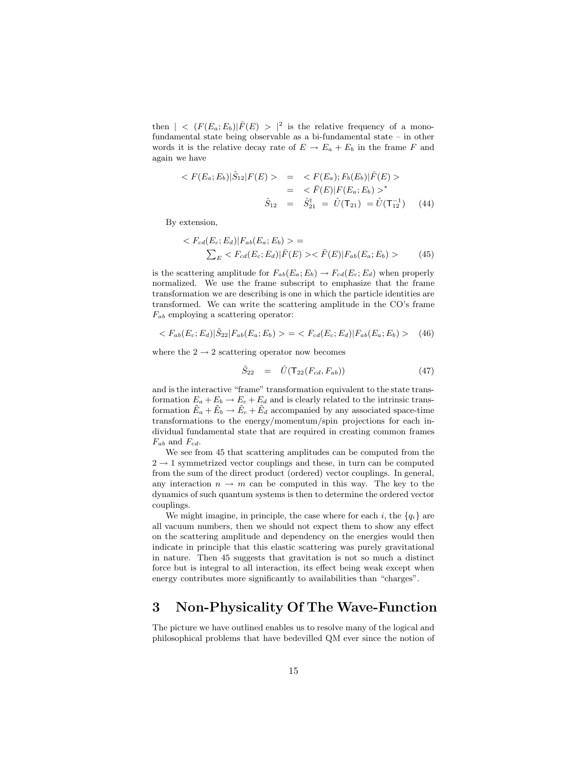then $| < (F(E_a; E_b)|\bar{F}(E) > |^2$ is the relative frequency of a mono-fundamental state being observable as a bi-fundamental state – in other words it is the relative decay rate of $E \rightarrow E_a + E_b$ in the frame $F$ and again we have

$$
\begin{aligned}
< F(E_a; E_b)|\hat{S}_{12}|F(E) > &= < F(E_a); F_b(E_b)|\bar{F}(E) > \\
&= < \bar{F}(E)|F(E_a; E_b) >^* \\
\hat{S}_{12} &= \hat{S}^\dagger_{21} \;=\; \hat{U}(\mathsf{T}_{21}) \;=\hat{U}(\mathsf{T}^{-1}_{12})
\end{aligned}
\tag{44}
$$

By extension,

$$
\begin{aligned}
&< F_{cd}(E_c; E_d)|F_{ab}(E_a; E_b) > = \\
&\qquad \sum_E < F_{cd}(E_c; E_d)|\bar{F}(E) >< \bar{F}(E)|F_{ab}(E_a; E_b) >
\end{aligned}
\tag{45}
$$

is the scattering amplitude for $F_{ab}(E_a; E_b) \rightarrow F_{cd}(E_c; E_d)$ when properly normalized. We use the frame subscript to emphasize that the frame transformation we are describing is one in which the particle identities are transformed. We can write the scattering amplitude in the CO's frame $F_{ab}$ employing a scattering operator:

$$
< F_{ab}(E_c; E_d)|\hat{S}_{22}|F_{ab}(E_a; E_b) > = < F_{cd}(E_c; E_d)|F_{ab}(E_a; E_b) > \tag{46}
$$

where the $2 \rightarrow 2$ scattering operator now becomes

$$
\hat{S}_{22} \;=\; \hat{U}(\mathsf{T}_{22}(F_{cd}, F_{ab})) \tag{47}
$$

and is the interactive "frame" transformation equivalent to the state transformation $E_a + E_b \rightarrow E_c + E_d$ and is clearly related to the intrinsic transformation $\tilde{E}_a + \tilde{E}_b \rightarrow \tilde{E}_c + \tilde{E}_d$ accompanied by any associated space-time transformations to the energy/momentum/spin projections for each individual fundamental state that are required in creating common frames $F_{ab}$ and $F_{cd}$.

We see from 45 that scattering amplitudes can be computed from the $2 \rightarrow 1$ symmetrized vector couplings and these, in turn can be computed from the sum of the direct product (ordered) vector couplings. In general, any interaction $n \rightarrow m$ can be computed in this way. The key to the dynamics of such quantum systems is then to determine the ordered vector couplings.

We might imagine, in principle, the case where for each $i$, the $\{q_i\}$ are all vacuum numbers, then we should not expect them to show any effect on the scattering amplitude and dependency on the energies would then indicate in principle that this elastic scattering was purely gravitational in nature. Then 45 suggests that gravitation is not so much a distinct force but is integral to all interaction, its effect being weak except when energy contributes more significantly to availabilities than "charges".

# 3 Non-Physicality Of The Wave-Function

The picture we have outlined enables us to resolve many of the logical and philosophical problems that have bedevilled QM ever since the notion of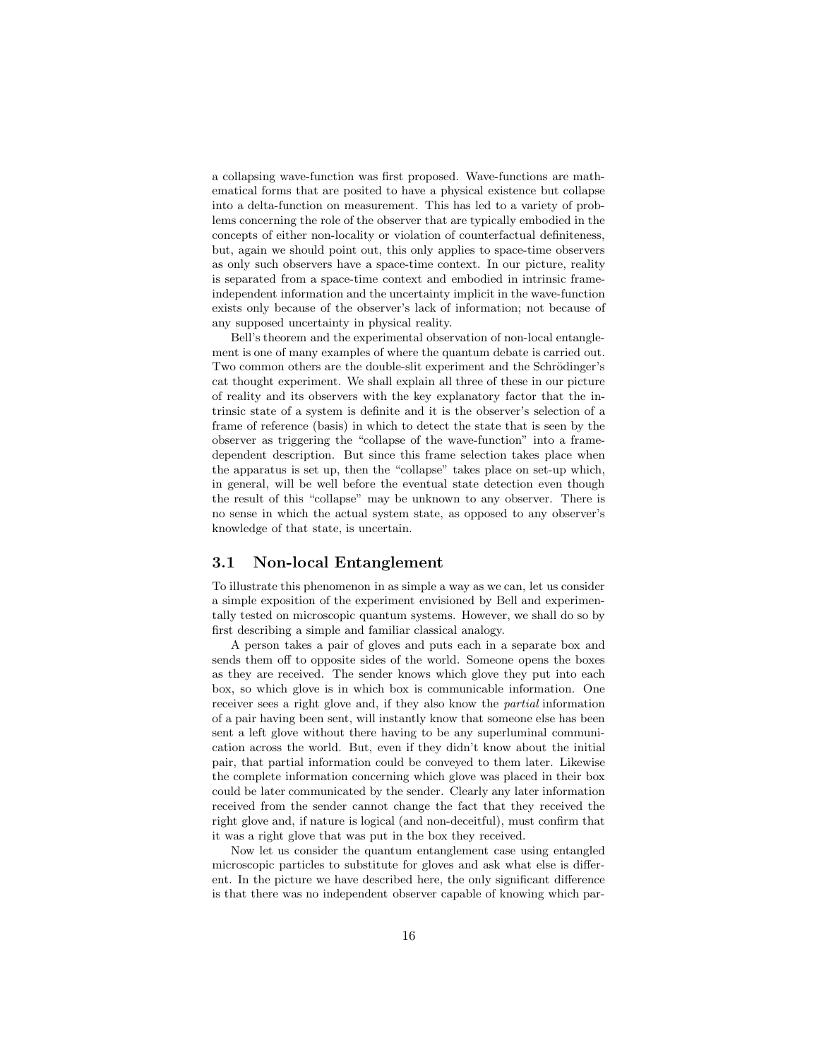a collapsing wave-function was first proposed. Wave-functions are mathematical forms that are posited to have a physical existence but collapse into a delta-function on measurement. This has led to a variety of problems concerning the role of the observer that are typically embodied in the concepts of either non-locality or violation of counterfactual definiteness, but, again we should point out, this only applies to space-time observers as only such observers have a space-time context. In our picture, reality is separated from a space-time context and embodied in intrinsic frame-independent information and the uncertainty implicit in the wave-function exists only because of the observer's lack of information; not because of any supposed uncertainty in physical reality.

Bell's theorem and the experimental observation of non-local entanglement is one of many examples of where the quantum debate is carried out. Two common others are the double-slit experiment and the Schrödinger's cat thought experiment. We shall explain all three of these in our picture of reality and its observers with the key explanatory factor that the intrinsic state of a system is definite and it is the observer's selection of a frame of reference (basis) in which to detect the state that is seen by the observer as triggering the "collapse of the wave-function" into a frame-dependent description. But since this frame selection takes place when the apparatus is set up, then the "collapse" takes place on set-up which, in general, will be well before the eventual state detection even though the result of this "collapse" may be unknown to any observer. There is no sense in which the actual system state, as opposed to any observer's knowledge of that state, is uncertain.

### 3.1 Non-local Entanglement

To illustrate this phenomenon in as simple a way as we can, let us consider a simple exposition of the experiment envisioned by Bell and experimentally tested on microscopic quantum systems. However, we shall do so by first describing a simple and familiar classical analogy.

A person takes a pair of gloves and puts each in a separate box and sends them off to opposite sides of the world. Someone opens the boxes as they are received. The sender knows which glove they put into each box, so which glove is in which box is communicable information. One receiver sees a right glove and, if they also know the *partial* information of a pair having been sent, will instantly know that someone else has been sent a left glove without there having to be any superluminal communication across the world. But, even if they didn't know about the initial pair, that partial information could be conveyed to them later. Likewise the complete information concerning which glove was placed in their box could be later communicated by the sender. Clearly any later information received from the sender cannot change the fact that they received the right glove and, if nature is logical (and non-deceitful), must confirm that it was a right glove that was put in the box they received.

Now let us consider the quantum entanglement case using entangled microscopic particles to substitute for gloves and ask what else is different. In the picture we have described here, the only significant difference is that there was no independent observer capable of knowing which par-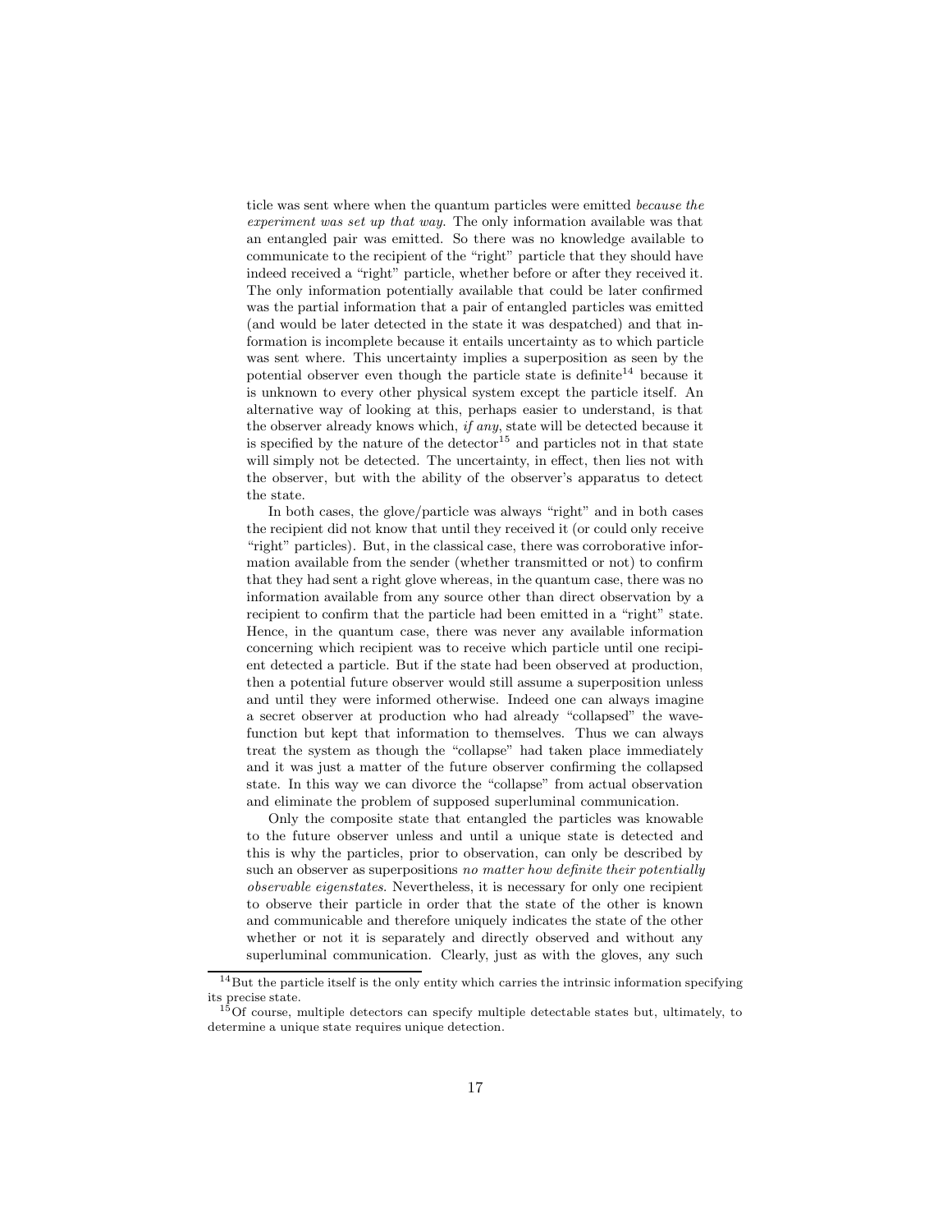ticle was sent where when the quantum particles were emitted *because the experiment was set up that way.* The only information available was that an entangled pair was emitted. So there was no knowledge available to communicate to the recipient of the "right" particle that they should have indeed received a "right" particle, whether before or after they received it. The only information potentially available that could be later confirmed was the partial information that a pair of entangled particles was emitted (and would be later detected in the state it was despatched) and that information is incomplete because it entails uncertainty as to which particle was sent where. This uncertainty implies a superposition as seen by the potential observer even though the particle state is definite[14] because it is unknown to every other physical system except the particle itself. An alternative way of looking at this, perhaps easier to understand, is that the observer already knows which, *if any*, state will be detected because it is specified by the nature of the detector[15] and particles not in that state will simply not be detected. The uncertainty, in effect, then lies not with the observer, but with the ability of the observer's apparatus to detect the state.

In both cases, the glove/particle was always "right" and in both cases the recipient did not know that until they received it (or could only receive "right" particles). But, in the classical case, there was corroborative information available from the sender (whether transmitted or not) to confirm that they had sent a right glove whereas, in the quantum case, there was no information available from any source other than direct observation by a recipient to confirm that the particle had been emitted in a "right" state. Hence, in the quantum case, there was never any available information concerning which recipient was to receive which particle until one recipient detected a particle. But if the state had been observed at production, then a potential future observer would still assume a superposition unless and until they were informed otherwise. Indeed one can always imagine a secret observer at production who had already "collapsed" the wavefunction but kept that information to themselves. Thus we can always treat the system as though the "collapse" had taken place immediately and it was just a matter of the future observer confirming the collapsed state. In this way we can divorce the "collapse" from actual observation and eliminate the problem of supposed superluminal communication.

Only the composite state that entangled the particles was knowable to the future observer unless and until a unique state is detected and this is why the particles, prior to observation, can only be described by such an observer as superpositions *no matter how definite their potentially observable eigenstates.* Nevertheless, it is necessary for only one recipient to observe their particle in order that the state of the other is known and communicable and therefore uniquely indicates the state of the other whether or not it is separately and directly observed and without any superluminal communication. Clearly, just as with the gloves, any such

[14] But the particle itself is the only entity which carries the intrinsic information specifying its precise state.

[15] Of course, multiple detectors can specify multiple detectable states but, ultimately, to determine a unique state requires unique detection.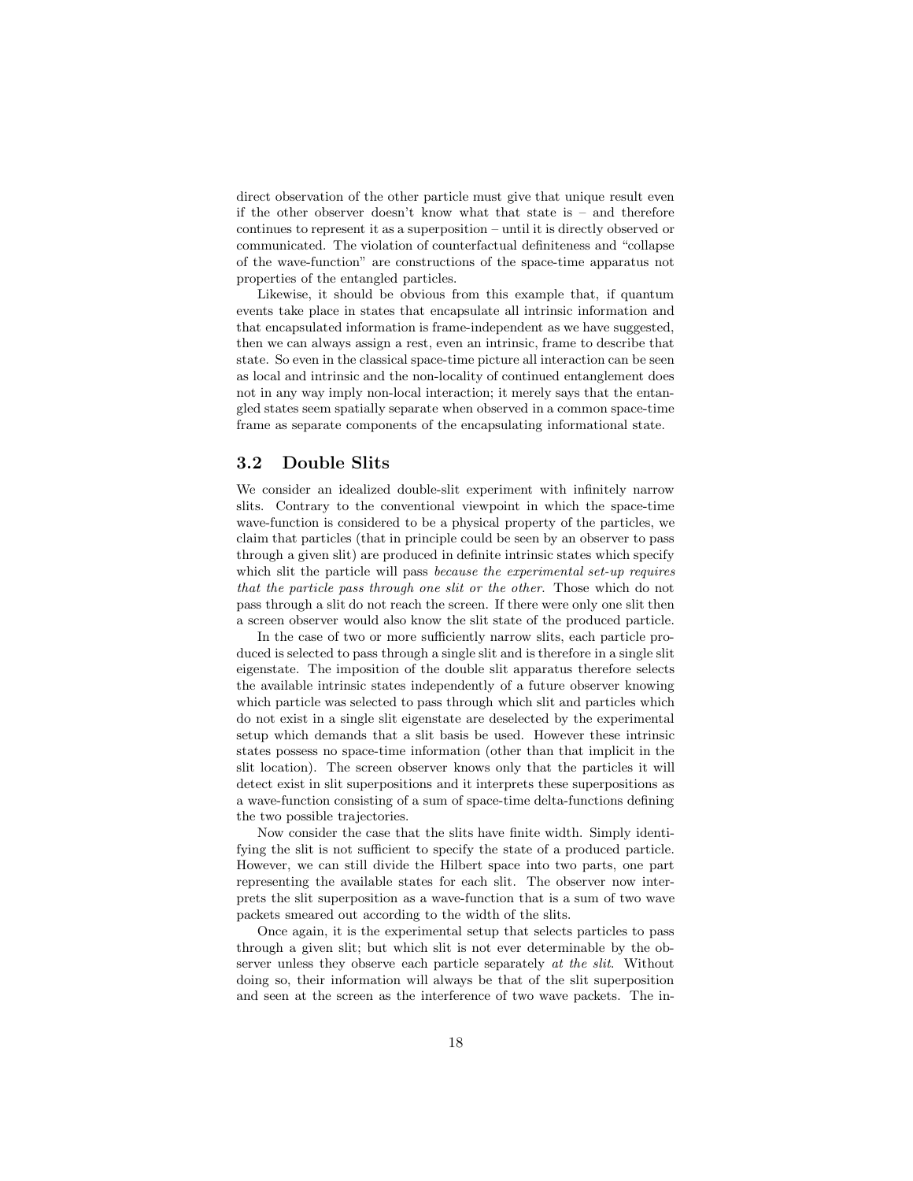direct observation of the other particle must give that unique result even if the other observer doesn't know what that state is – and therefore continues to represent it as a superposition – until it is directly observed or communicated. The violation of counterfactual definiteness and "collapse of the wave-function" are constructions of the space-time apparatus not properties of the entangled particles.

Likewise, it should be obvious from this example that, if quantum events take place in states that encapsulate all intrinsic information and that encapsulated information is frame-independent as we have suggested, then we can always assign a rest, even an intrinsic, frame to describe that state. So even in the classical space-time picture all interaction can be seen as local and intrinsic and the non-locality of continued entanglement does not in any way imply non-local interaction; it merely says that the entangled states seem spatially separate when observed in a common space-time frame as separate components of the encapsulating informational state.

### 3.2 Double Slits

We consider an idealized double-slit experiment with infinitely narrow slits. Contrary to the conventional viewpoint in which the space-time wave-function is considered to be a physical property of the particles, we claim that particles (that in principle could be seen by an observer to pass through a given slit) are produced in definite intrinsic states which specify which slit the particle will pass *because the experimental set-up requires that the particle pass through one slit or the other*. Those which do not pass through a slit do not reach the screen. If there were only one slit then a screen observer would also know the slit state of the produced particle.

In the case of two or more sufficiently narrow slits, each particle produced is selected to pass through a single slit and is therefore in a single slit eigenstate. The imposition of the double slit apparatus therefore selects the available intrinsic states independently of a future observer knowing which particle was selected to pass through which slit and particles which do not exist in a single slit eigenstate are deselected by the experimental setup which demands that a slit basis be used. However these intrinsic states possess no space-time information (other than that implicit in the slit location). The screen observer knows only that the particles it will detect exist in slit superpositions and it interprets these superpositions as a wave-function consisting of a sum of space-time delta-functions defining the two possible trajectories.

Now consider the case that the slits have finite width. Simply identifying the slit is not sufficient to specify the state of a produced particle. However, we can still divide the Hilbert space into two parts, one part representing the available states for each slit. The observer now interprets the slit superposition as a wave-function that is a sum of two wave packets smeared out according to the width of the slits.

Once again, it is the experimental setup that selects particles to pass through a given slit; but which slit is not ever determinable by the observer unless they observe each particle separately *at the slit*. Without doing so, their information will always be that of the slit superposition and seen at the screen as the interference of two wave packets. The in-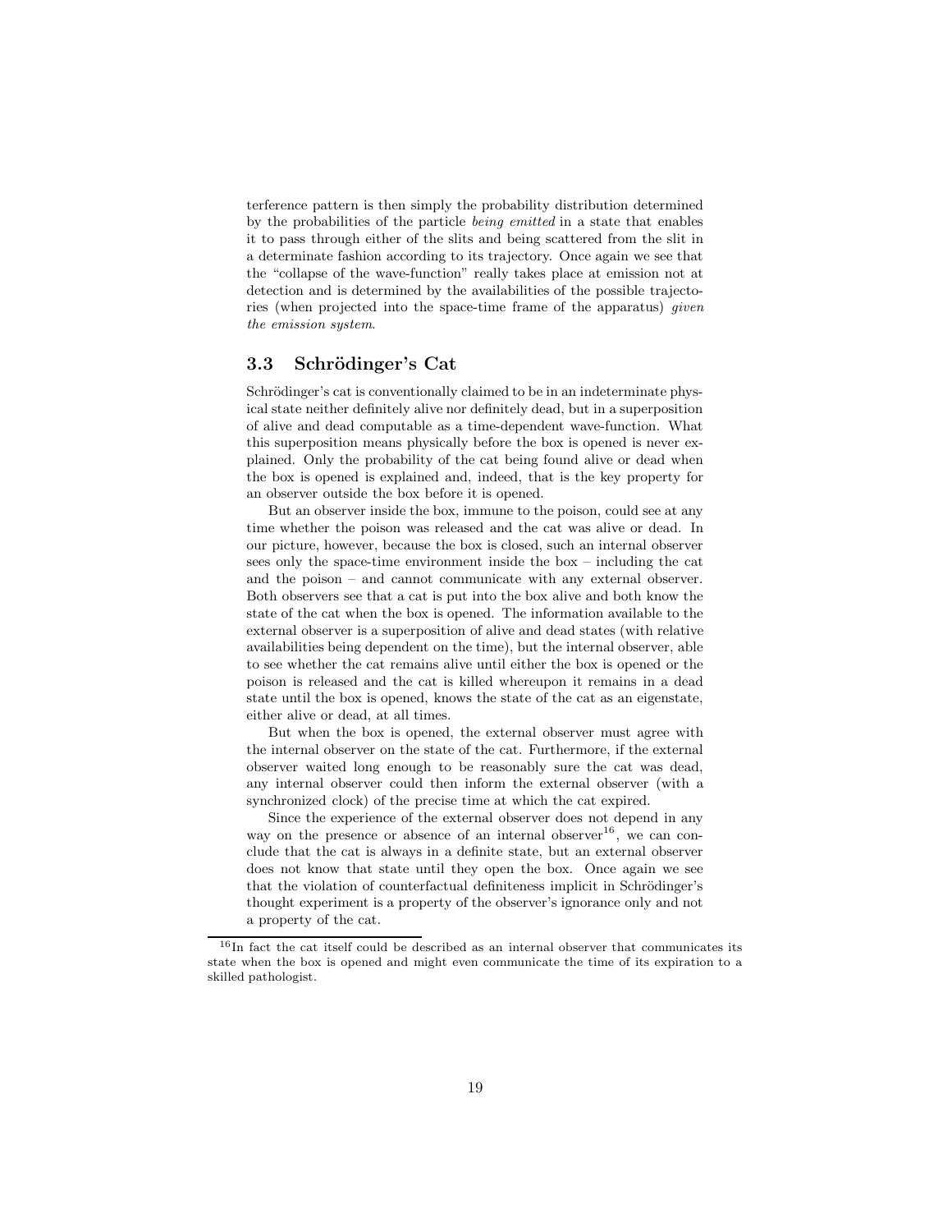terference pattern is then simply the probability distribution determined by the probabilities of the particle *being emitted* in a state that enables it to pass through either of the slits and being scattered from the slit in a determinate fashion according to its trajectory. Once again we see that the "collapse of the wave-function" really takes place at emission not at detection and is determined by the availabilities of the possible trajectories (when projected into the space-time frame of the apparatus) *given the emission system*.

### 3.3 Schrödinger's Cat

Schrödinger's cat is conventionally claimed to be in an indeterminate physical state neither definitely alive nor definitely dead, but in a superposition of alive and dead computable as a time-dependent wave-function. What this superposition means physically before the box is opened is never explained. Only the probability of the cat being found alive or dead when the box is opened is explained and, indeed, that is the key property for an observer outside the box before it is opened.

But an observer inside the box, immune to the poison, could see at any time whether the poison was released and the cat was alive or dead. In our picture, however, because the box is closed, such an internal observer sees only the space-time environment inside the box – including the cat and the poison – and cannot communicate with any external observer. Both observers see that a cat is put into the box alive and both know the state of the cat when the box is opened. The information available to the external observer is a superposition of alive and dead states (with relative availabilities being dependent on the time), but the internal observer, able to see whether the cat remains alive until either the box is opened or the poison is released and the cat is killed whereupon it remains in a dead state until the box is opened, knows the state of the cat as an eigenstate, either alive or dead, at all times.

But when the box is opened, the external observer must agree with the internal observer on the state of the cat. Furthermore, if the external observer waited long enough to be reasonably sure the cat was dead, any internal observer could then inform the external observer (with a synchronized clock) of the precise time at which the cat expired.

Since the experience of the external observer does not depend in any way on the presence or absence of an internal observer[16], we can conclude that the cat is always in a definite state, but an external observer does not know that state until they open the box. Once again we see that the violation of counterfactual definiteness implicit in Schrödinger's thought experiment is a property of the observer's ignorance only and not a property of the cat.

[16] In fact the cat itself could be described as an internal observer that communicates its state when the box is opened and might even communicate the time of its expiration to a skilled pathologist.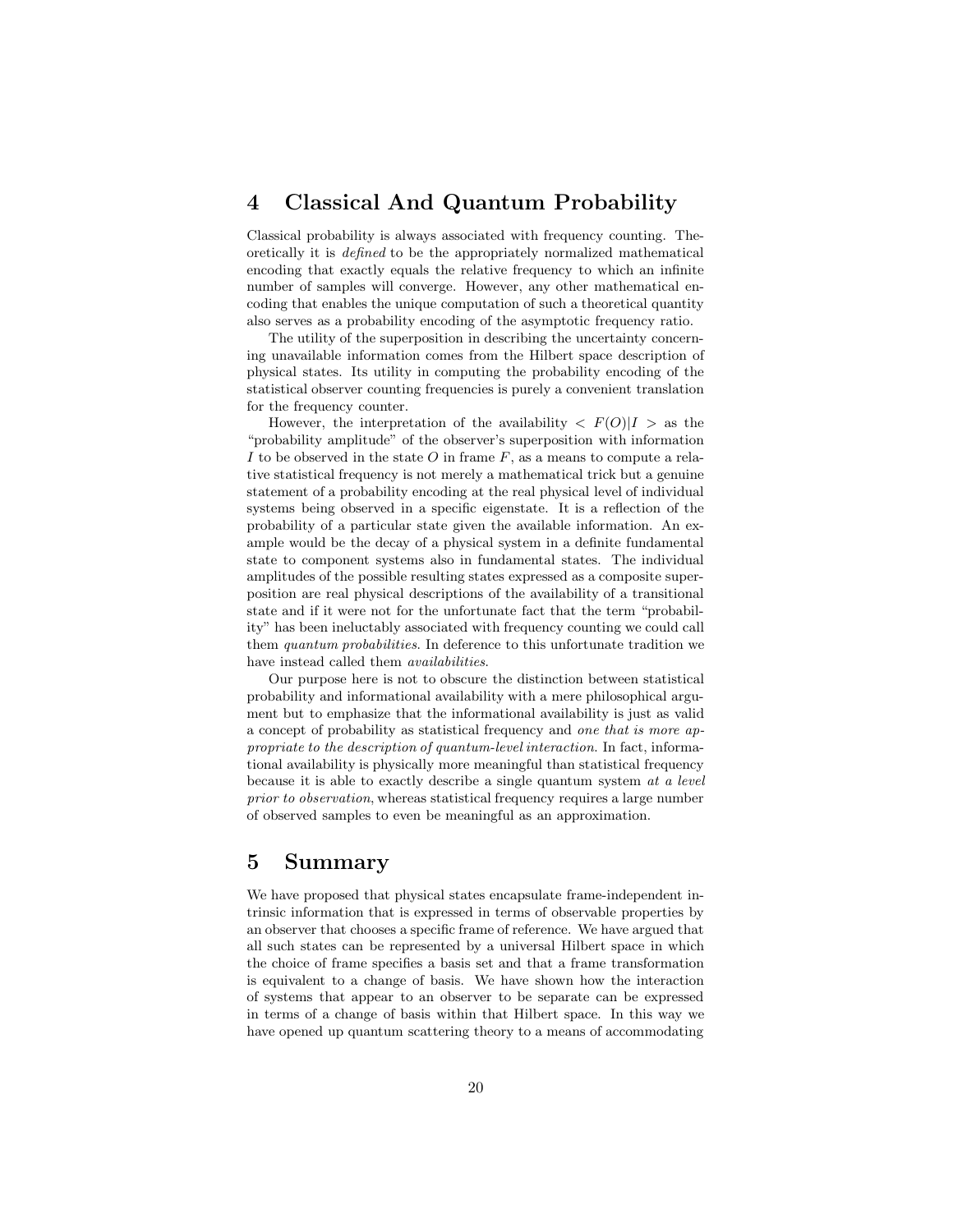## 4 Classical And Quantum Probability

Classical probability is always associated with frequency counting. Theoretically it is *defined* to be the appropriately normalized mathematical encoding that exactly equals the relative frequency to which an infinite number of samples will converge. However, any other mathematical encoding that enables the unique computation of such a theoretical quantity also serves as a probability encoding of the asymptotic frequency ratio.

The utility of the superposition in describing the uncertainty concerning unavailable information comes from the Hilbert space description of physical states. Its utility in computing the probability encoding of the statistical observer counting frequencies is purely a convenient translation for the frequency counter.

However, the interpretation of the availability $< F(O)|I >$ as the "probability amplitude" of the observer's superposition with information $I$ to be observed in the state $O$ in frame $F$, as a means to compute a relative statistical frequency is not merely a mathematical trick but a genuine statement of a probability encoding at the real physical level of individual systems being observed in a specific eigenstate. It is a reflection of the probability of a particular state given the available information. An example would be the decay of a physical system in a definite fundamental state to component systems also in fundamental states. The individual amplitudes of the possible resulting states expressed as a composite superposition are real physical descriptions of the availability of a transitional state and if it were not for the unfortunate fact that the term "probability" has been ineluctably associated with frequency counting we could call them *quantum probabilities*. In deference to this unfortunate tradition we have instead called them *availabilities*.

Our purpose here is not to obscure the distinction between statistical probability and informational availability with a mere philosophical argument but to emphasize that the informational availability is just as valid a concept of probability as statistical frequency and *one that is more appropriate to the description of quantum-level interaction*. In fact, informational availability is physically more meaningful than statistical frequency because it is able to exactly describe a single quantum system *at a level prior to observation*, whereas statistical frequency requires a large number of observed samples to even be meaningful as an approximation.

## 5 Summary

We have proposed that physical states encapsulate frame-independent intrinsic information that is expressed in terms of observable properties by an observer that chooses a specific frame of reference. We have argued that all such states can be represented by a universal Hilbert space in which the choice of frame specifies a basis set and that a frame transformation is equivalent to a change of basis. We have shown how the interaction of systems that appear to an observer to be separate can be expressed in terms of a change of basis within that Hilbert space. In this way we have opened up quantum scattering theory to a means of accommodating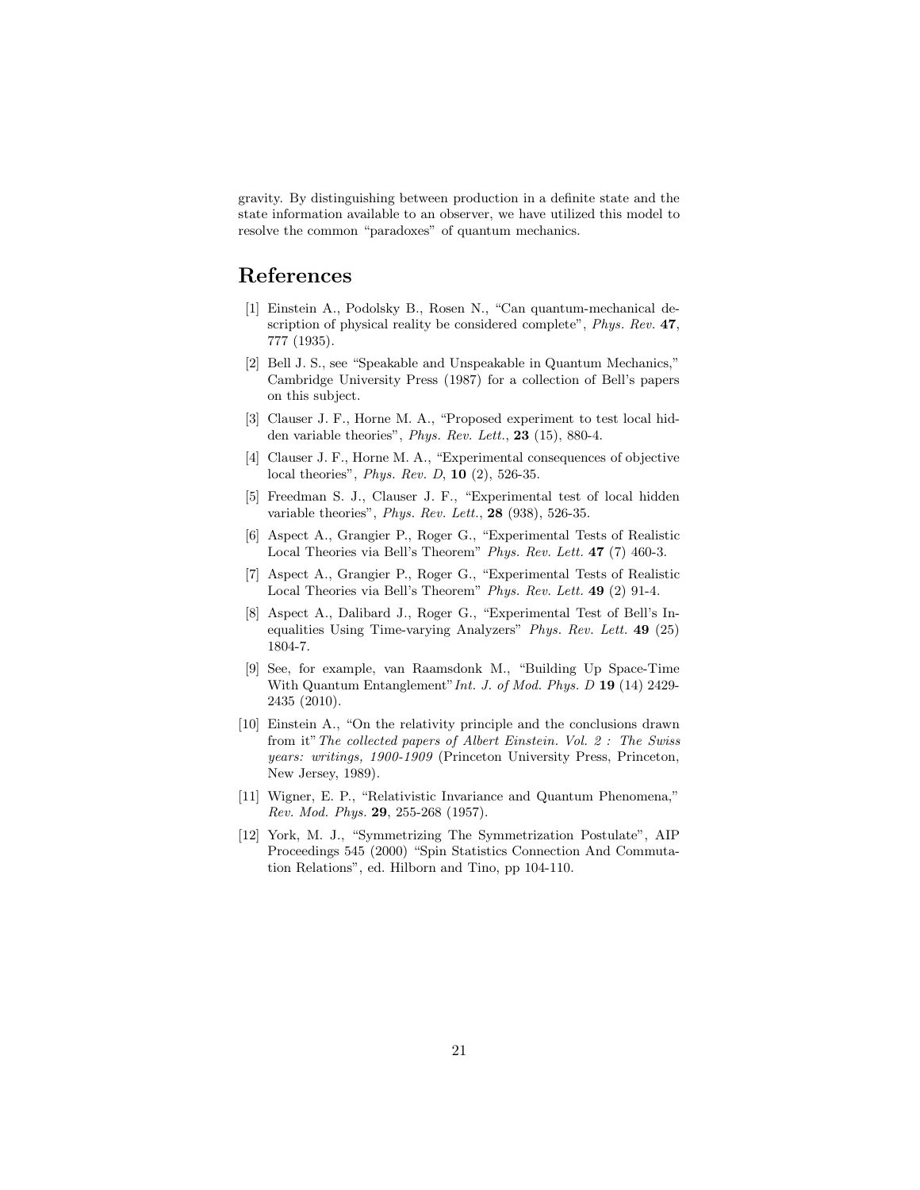gravity. By distinguishing between production in a definite state and the state information available to an observer, we have utilized this model to resolve the common "paradoxes" of quantum mechanics.

# References

[1] Einstein A., Podolsky B., Rosen N., "Can quantum-mechanical description of physical reality be considered complete", *Phys. Rev.* **47**, 777 (1935).

[2] Bell J. S., see "Speakable and Unspeakable in Quantum Mechanics," Cambridge University Press (1987) for a collection of Bell's papers on this subject.

[3] Clauser J. F., Horne M. A., "Proposed experiment to test local hidden variable theories", *Phys. Rev. Lett.*, **23** (15), 880-4.

[4] Clauser J. F., Horne M. A., "Experimental consequences of objective local theories", *Phys. Rev. D*, **10** (2), 526-35.

[5] Freedman S. J., Clauser J. F., "Experimental test of local hidden variable theories", *Phys. Rev. Lett.*, **28** (938), 526-35.

[6] Aspect A., Grangier P., Roger G., "Experimental Tests of Realistic Local Theories via Bell's Theorem" *Phys. Rev. Lett.* **47** (7) 460-3.

[7] Aspect A., Grangier P., Roger G., "Experimental Tests of Realistic Local Theories via Bell's Theorem" *Phys. Rev. Lett.* **49** (2) 91-4.

[8] Aspect A., Dalibard J., Roger G., "Experimental Test of Bell's Inequalities Using Time-varying Analyzers" *Phys. Rev. Lett.* **49** (25) 1804-7.

[9] See, for example, van Raamsdonk M., "Building Up Space-Time With Quantum Entanglement" *Int. J. of Mod. Phys. D* **19** (14) 2429-2435 (2010).

[10] Einstein A., "On the relativity principle and the conclusions drawn from it" *The collected papers of Albert Einstein. Vol. 2 : The Swiss years: writings, 1900-1909* (Princeton University Press, Princeton, New Jersey, 1989).

[11] Wigner, E. P., "Relativistic Invariance and Quantum Phenomena," *Rev. Mod. Phys.* **29**, 255-268 (1957).

[12] York, M. J., "Symmetrizing The Symmetrization Postulate", AIP Proceedings 545 (2000) "Spin Statistics Connection And Commutation Relations", ed. Hilborn and Tino, pp 104-110.